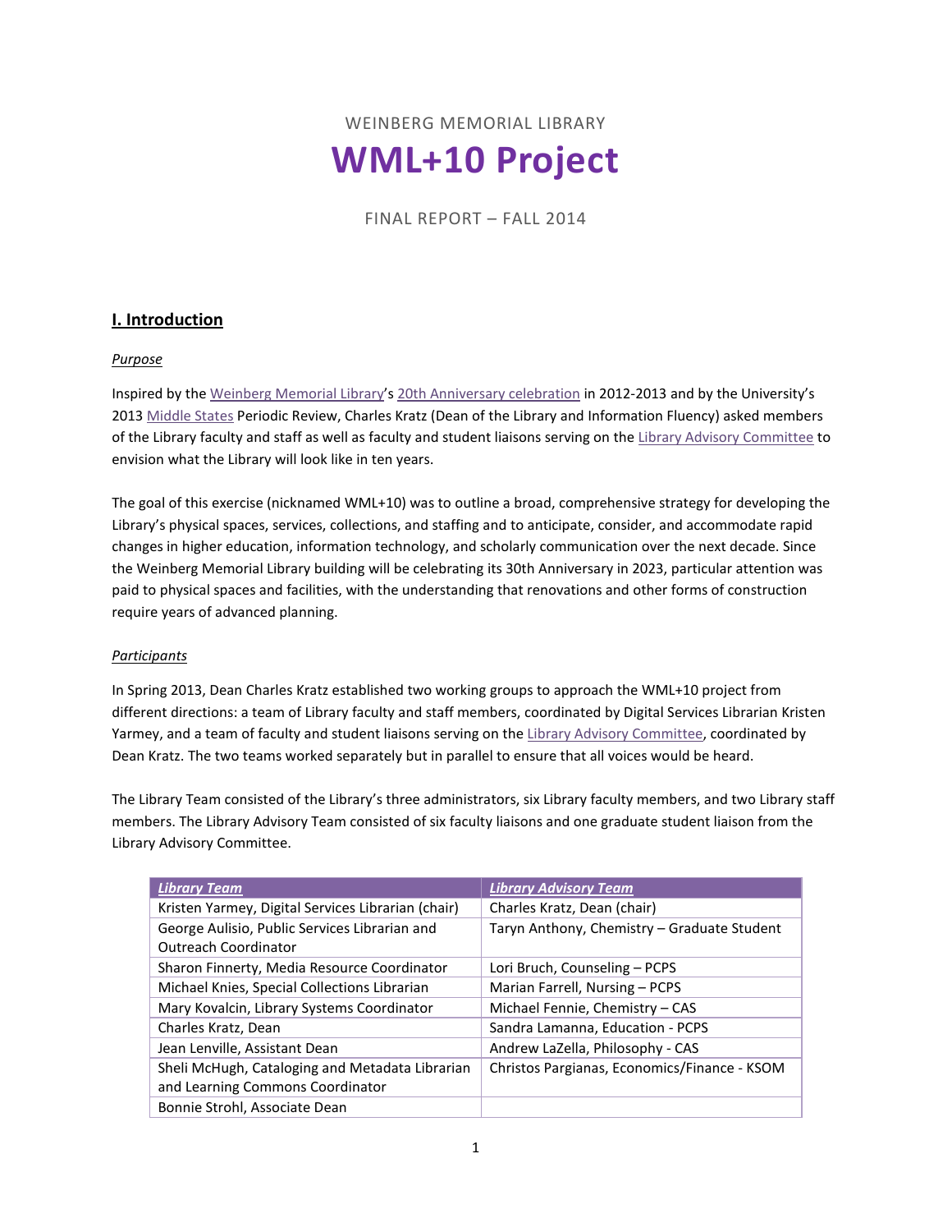WEINBERG MEMORIAL LIBRARY

# WML+10 Project

FINAL REPORT – FALL 2014

## I. Introduction

*Purpose*

Inspired by the Weinberg Memorial Library's 20th Anniversary celebration in 2012-2013 and by the University's 2013 Middle States Periodic Review, Charles Kratz (Dean of the Library and Information Fluency) asked members of the Library faculty and staff as well as faculty and student liaisons serving on the Library Advisory Committee to envision what the Library will look like in ten years.

The goal of this exercise (nicknamed WML+10) was to outline a broad, comprehensive strategy for developing the Library's physical spaces, services, collections, and staffing and to anticipate, consider, and accommodate rapid changes in higher education, information technology, and scholarly communication over the next decade. Since the Weinberg Memorial Library building will be celebrating its 30th Anniversary in 2023, particular attention was paid to physical spaces and facilities, with the understanding that renovations and other forms of construction require years of advanced planning.

*Participants*

In Spring 2013, Dean Charles Kratz established two working groups to approach the WML+10 project from different directions: a team of Library faculty and staff members, coordinated by Digital Services Librarian Kristen Yarmey, and a team of faculty and student liaisons serving on the Library Advisory Committee, coordinated by Dean Kratz. The two teams worked separately but in parallel to ensure that all voices would be heard.

The Library Team consisted of the Library's three administrators, six Library faculty members, and two Library staff members. The Library Advisory Team consisted of six faculty liaisons and one graduate student liaison from the Library Advisory Committee.

| *Library Team* | *Library Advisory Team* |
|---|---|
| Kristen Yarmey, Digital Services Librarian (chair) | Charles Kratz, Dean (chair) |
| George Aulisio, Public Services Librarian and Outreach Coordinator | Taryn Anthony, Chemistry – Graduate Student |
| Sharon Finnerty, Media Resource Coordinator | Lori Bruch, Counseling – PCPS |
| Michael Knies, Special Collections Librarian | Marian Farrell, Nursing – PCPS |
| Mary Kovalcin, Library Systems Coordinator | Michael Fennie, Chemistry – CAS |
| Charles Kratz, Dean | Sandra Lamanna, Education - PCPS |
| Jean Lenville, Assistant Dean | Andrew LaZella, Philosophy - CAS |
| Sheli McHugh, Cataloging and Metadata Librarian and Learning Commons Coordinator | Christos Pargianas, Economics/Finance - KSOM |
| Bonnie Strohl, Associate Dean | |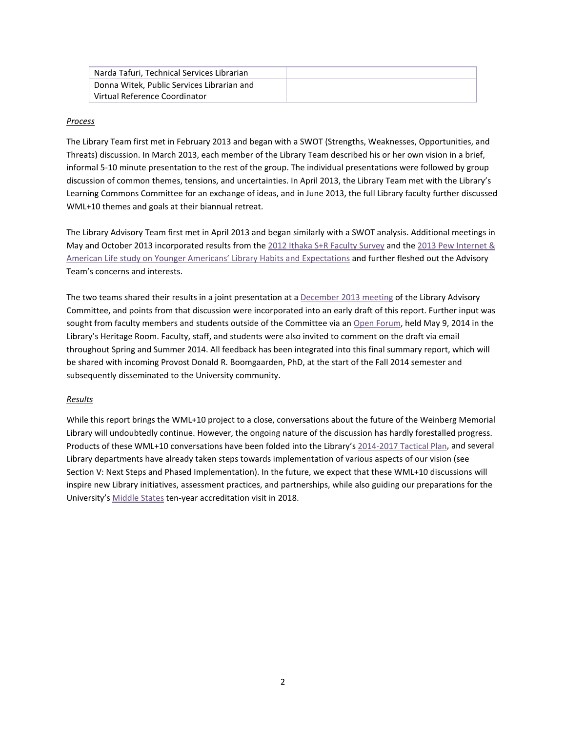| Narda Tafuri, Technical Services Librarian | |
|---|---|
| Donna Witek, Public Services Librarian and Virtual Reference Coordinator | |

*Process*

The Library Team first met in February 2013 and began with a SWOT (Strengths, Weaknesses, Opportunities, and Threats) discussion. In March 2013, each member of the Library Team described his or her own vision in a brief, informal 5-10 minute presentation to the rest of the group. The individual presentations were followed by group discussion of common themes, tensions, and uncertainties. In April 2013, the Library Team met with the Library's Learning Commons Committee for an exchange of ideas, and in June 2013, the full Library faculty further discussed WML+10 themes and goals at their biannual retreat.

The Library Advisory Team first met in April 2013 and began similarly with a SWOT analysis. Additional meetings in May and October 2013 incorporated results from the 2012 Ithaka S+R Faculty Survey and the 2013 Pew Internet & American Life study on Younger Americans' Library Habits and Expectations and further fleshed out the Advisory Team's concerns and interests.

The two teams shared their results in a joint presentation at a December 2013 meeting of the Library Advisory Committee, and points from that discussion were incorporated into an early draft of this report. Further input was sought from faculty members and students outside of the Committee via an Open Forum, held May 9, 2014 in the Library's Heritage Room. Faculty, staff, and students were also invited to comment on the draft via email throughout Spring and Summer 2014. All feedback has been integrated into this final summary report, which will be shared with incoming Provost Donald R. Boomgaarden, PhD, at the start of the Fall 2014 semester and subsequently disseminated to the University community.

*Results*

While this report brings the WML+10 project to a close, conversations about the future of the Weinberg Memorial Library will undoubtedly continue. However, the ongoing nature of the discussion has hardly forestalled progress. Products of these WML+10 conversations have been folded into the Library's 2014-2017 Tactical Plan, and several Library departments have already taken steps towards implementation of various aspects of our vision (see Section V: Next Steps and Phased Implementation). In the future, we expect that these WML+10 discussions will inspire new Library initiatives, assessment practices, and partnerships, while also guiding our preparations for the University's Middle States ten-year accreditation visit in 2018.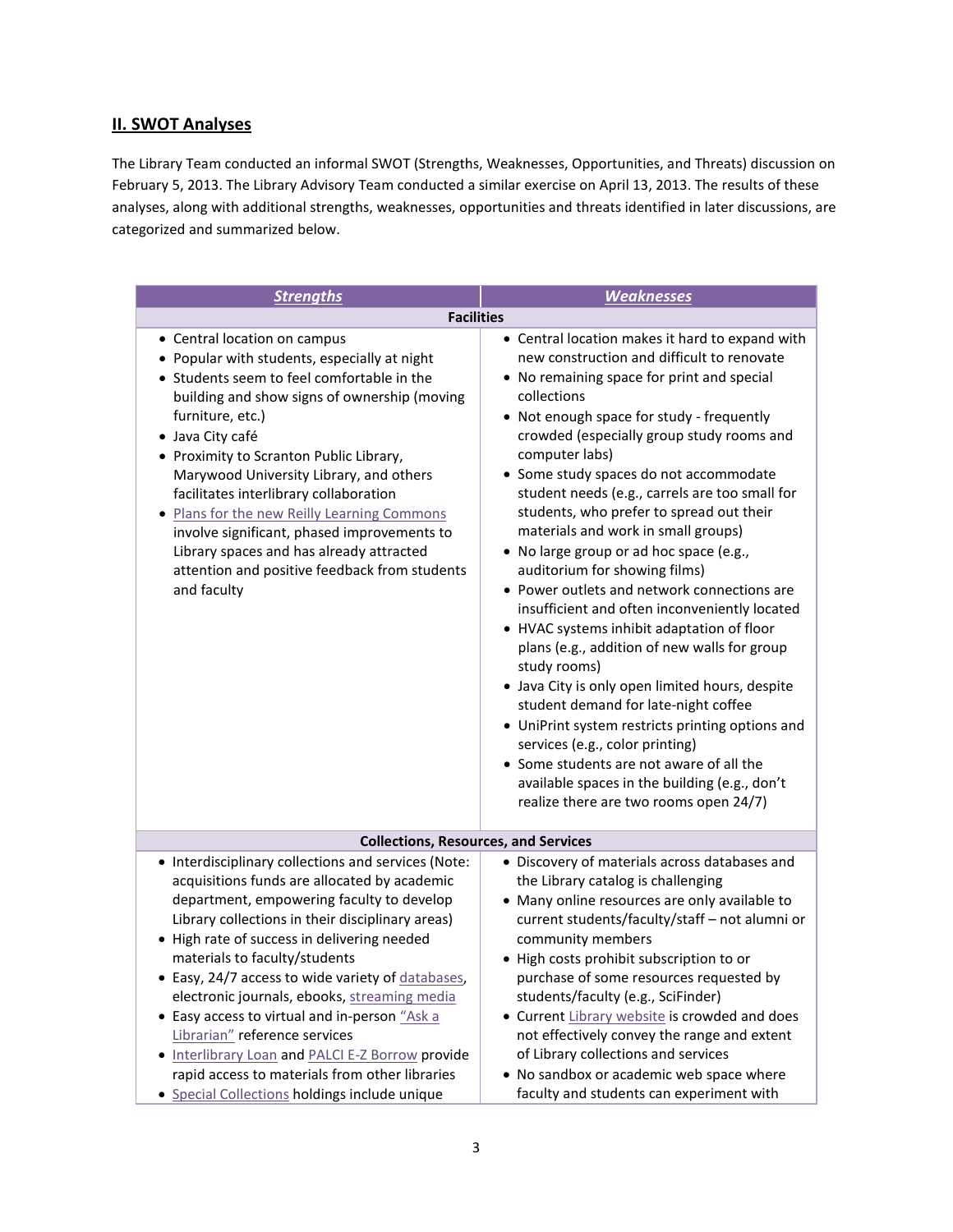## II. SWOT Analyses

The Library Team conducted an informal SWOT (Strengths, Weaknesses, Opportunities, and Threats) discussion on February 5, 2013. The Library Advisory Team conducted a similar exercise on April 13, 2013. The results of these analyses, along with additional strengths, weaknesses, opportunities and threats identified in later discussions, are categorized and summarized below.

| ***Strengths*** | ***Weaknesses*** |
|---|---|
| **Facilities** | |
| • Central location on campus<br>• Popular with students, especially at night<br>• Students seem to feel comfortable in the building and show signs of ownership (moving furniture, etc.)<br>• Java City café<br>• Proximity to Scranton Public Library, Marywood University Library, and others facilitates interlibrary collaboration<br>• Plans for the new Reilly Learning Commons involve significant, phased improvements to Library spaces and has already attracted attention and positive feedback from students and faculty | • Central location makes it hard to expand with new construction and difficult to renovate<br>• No remaining space for print and special collections<br>• Not enough space for study - frequently crowded (especially group study rooms and computer labs)<br>• Some study spaces do not accommodate student needs (e.g., carrels are too small for students, who prefer to spread out their materials and work in small groups)<br>• No large group or ad hoc space (e.g., auditorium for showing films)<br>• Power outlets and network connections are insufficient and often inconveniently located<br>• HVAC systems inhibit adaptation of floor plans (e.g., addition of new walls for group study rooms)<br>• Java City is only open limited hours, despite student demand for late-night coffee<br>• UniPrint system restricts printing options and services (e.g., color printing)<br>• Some students are not aware of all the available spaces in the building (e.g., don't realize there are two rooms open 24/7) |
| **Collections, Resources, and Services** | |
| • Interdisciplinary collections and services (Note: acquisitions funds are allocated by academic department, empowering faculty to develop Library collections in their disciplinary areas)<br>• High rate of success in delivering needed materials to faculty/students<br>• Easy, 24/7 access to wide variety of databases, electronic journals, ebooks, streaming media<br>• Easy access to virtual and in-person "Ask a Librarian" reference services<br>• Interlibrary Loan and PALCI E-Z Borrow provide rapid access to materials from other libraries<br>• Special Collections holdings include unique | • Discovery of materials across databases and the Library catalog is challenging<br>• Many online resources are only available to current students/faculty/staff – not alumni or community members<br>• High costs prohibit subscription to or purchase of some resources requested by students/faculty (e.g., SciFinder)<br>• Current Library website is crowded and does not effectively convey the range and extent of Library collections and services<br>• No sandbox or academic web space where faculty and students can experiment with |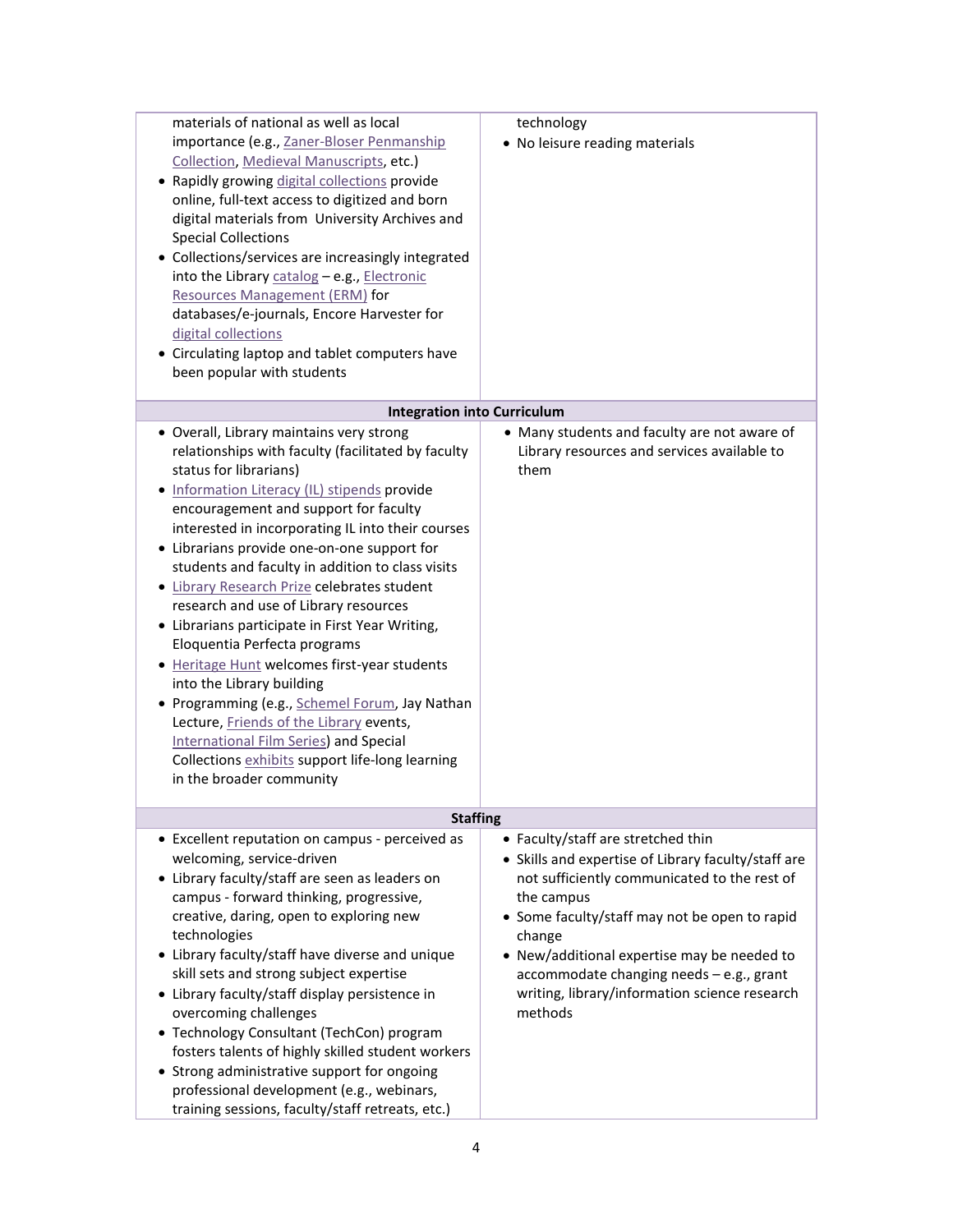| Strengths | Weaknesses |
| --- | --- |
| materials of national as well as local importance (e.g., Zaner-Bloser Penmanship Collection, Medieval Manuscripts, etc.)<br>• Rapidly growing digital collections provide online, full-text access to digitized and born digital materials from University Archives and Special Collections<br>• Collections/services are increasingly integrated into the Library catalog – e.g., Electronic Resources Management (ERM) for databases/e-journals, Encore Harvester for digital collections<br>• Circulating laptop and tablet computers have been popular with students | technology<br>• No leisure reading materials |
| **Integration into Curriculum** | |
| • Overall, Library maintains very strong relationships with faculty (facilitated by faculty status for librarians)<br>• Information Literacy (IL) stipends provide encouragement and support for faculty interested in incorporating IL into their courses<br>• Librarians provide one-on-one support for students and faculty in addition to class visits<br>• Library Research Prize celebrates student research and use of Library resources<br>• Librarians participate in First Year Writing, Eloquentia Perfecta programs<br>• Heritage Hunt welcomes first-year students into the Library building<br>• Programming (e.g., Schemel Forum, Jay Nathan Lecture, Friends of the Library events, International Film Series) and Special Collections exhibits support life-long learning in the broader community | • Many students and faculty are not aware of Library resources and services available to them |
| **Staffing** | |
| • Excellent reputation on campus - perceived as welcoming, service-driven<br>• Library faculty/staff are seen as leaders on campus - forward thinking, progressive, creative, daring, open to exploring new technologies<br>• Library faculty/staff have diverse and unique skill sets and strong subject expertise<br>• Library faculty/staff display persistence in overcoming challenges<br>• Technology Consultant (TechCon) program fosters talents of highly skilled student workers<br>• Strong administrative support for ongoing professional development (e.g., webinars, training sessions, faculty/staff retreats, etc.) | • Faculty/staff are stretched thin<br>• Skills and expertise of Library faculty/staff are not sufficiently communicated to the rest of the campus<br>• Some faculty/staff may not be open to rapid change<br>• New/additional expertise may be needed to accommodate changing needs – e.g., grant writing, library/information science research methods |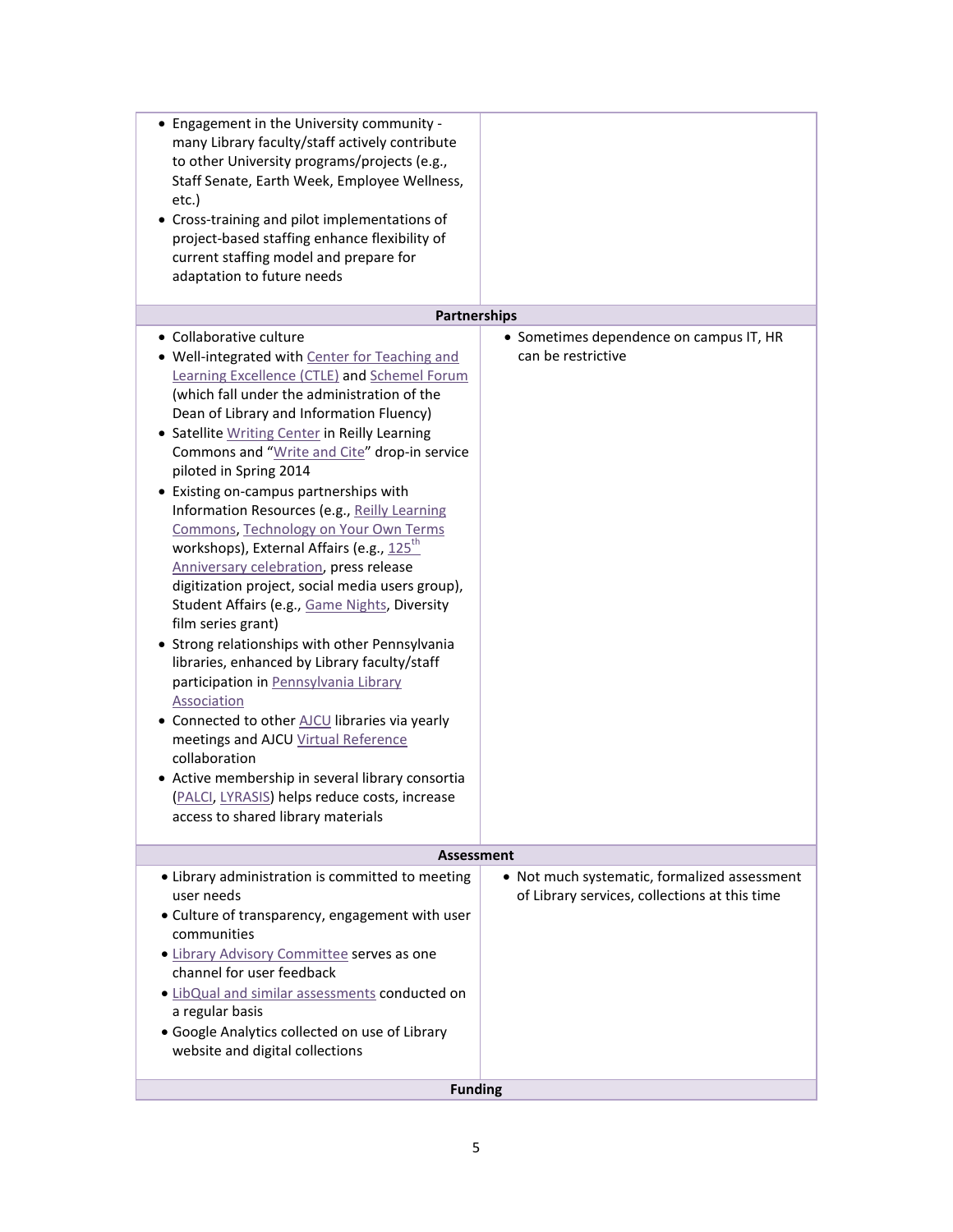| | |
|---|---|
| • Engagement in the University community - many Library faculty/staff actively contribute to other University programs/projects (e.g., Staff Senate, Earth Week, Employee Wellness, etc.)<br>• Cross-training and pilot implementations of project-based staffing enhance flexibility of current staffing model and prepare for adaptation to future needs | |
| **Partnerships** | |
| • Collaborative culture<br>• Well-integrated with Center for Teaching and Learning Excellence (CTLE) and Schemel Forum (which fall under the administration of the Dean of Library and Information Fluency)<br>• Satellite Writing Center in Reilly Learning Commons and "Write and Cite" drop-in service piloted in Spring 2014<br>• Existing on-campus partnerships with Information Resources (e.g., Reilly Learning Commons, Technology on Your Own Terms workshops), External Affairs (e.g., 125th Anniversary celebration, press release digitization project, social media users group), Student Affairs (e.g., Game Nights, Diversity film series grant)<br>• Strong relationships with other Pennsylvania libraries, enhanced by Library faculty/staff participation in Pennsylvania Library Association<br>• Connected to other AJCU libraries via yearly meetings and AJCU Virtual Reference collaboration<br>• Active membership in several library consortia (PALCI, LYRASIS) helps reduce costs, increase access to shared library materials | • Sometimes dependence on campus IT, HR can be restrictive |
| **Assessment** | |
| • Library administration is committed to meeting user needs<br>• Culture of transparency, engagement with user communities<br>• Library Advisory Committee serves as one channel for user feedback<br>• LibQual and similar assessments conducted on a regular basis<br>• Google Analytics collected on use of Library website and digital collections | • Not much systematic, formalized assessment of Library services, collections at this time |
| **Funding** | |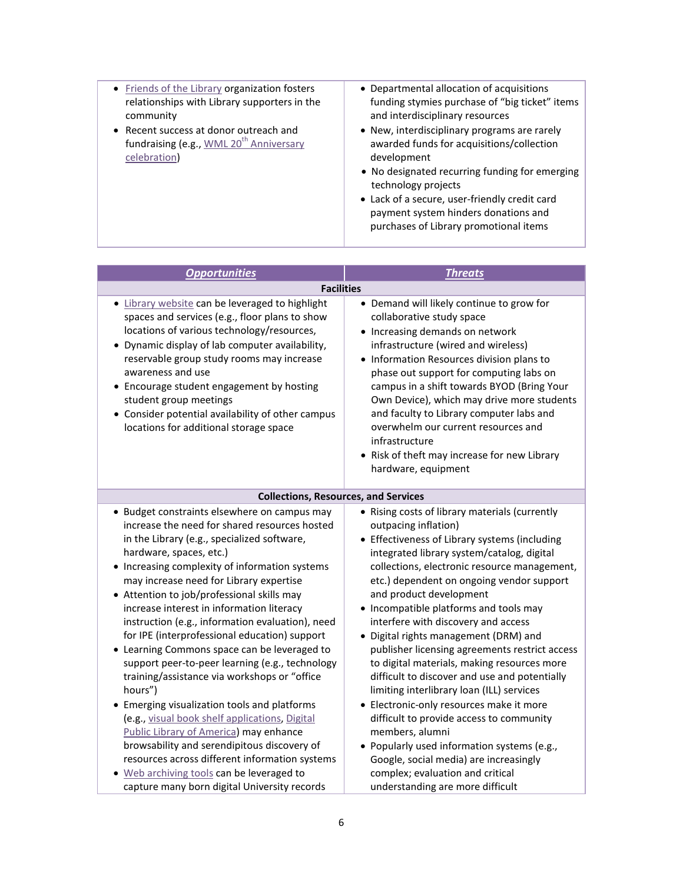| | |
|---|---|
| • Friends of the Library organization fosters relationships with Library supporters in the community<br>• Recent success at donor outreach and fundraising (e.g., WML 20th Anniversary celebration) | • Departmental allocation of acquisitions funding stymies purchase of "big ticket" items and interdisciplinary resources<br>• New, interdisciplinary programs are rarely awarded funds for acquisitions/collection development<br>• No designated recurring funding for emerging technology projects<br>• Lack of a secure, user-friendly credit card payment system hinders donations and purchases of Library promotional items |

| ***Opportunities*** | ***Threats*** |
|---|---|
| **Facilities** | |
| • Library website can be leveraged to highlight spaces and services (e.g., floor plans to show locations of various technology/resources,<br>• Dynamic display of lab computer availability, reservable group study rooms may increase awareness and use<br>• Encourage student engagement by hosting student group meetings<br>• Consider potential availability of other campus locations for additional storage space | • Demand will likely continue to grow for collaborative study space<br>• Increasing demands on network infrastructure (wired and wireless)<br>• Information Resources division plans to phase out support for computing labs on campus in a shift towards BYOD (Bring Your Own Device), which may drive more students and faculty to Library computer labs and overwhelm our current resources and infrastructure<br>• Risk of theft may increase for new Library hardware, equipment |
| **Collections, Resources, and Services** | |
| • Budget constraints elsewhere on campus may increase the need for shared resources hosted in the Library (e.g., specialized software, hardware, spaces, etc.)<br>• Increasing complexity of information systems may increase need for Library expertise<br>• Attention to job/professional skills may increase interest in information literacy instruction (e.g., information evaluation), need for IPE (interprofessional education) support<br>• Learning Commons space can be leveraged to support peer-to-peer learning (e.g., technology training/assistance via workshops or "office hours")<br>• Emerging visualization tools and platforms (e.g., visual book shelf applications, Digital Public Library of America) may enhance browsability and serendipitous discovery of resources across different information systems<br>• Web archiving tools can be leveraged to capture many born digital University records | • Rising costs of library materials (currently outpacing inflation)<br>• Effectiveness of Library systems (including integrated library system/catalog, digital collections, electronic resource management, etc.) dependent on ongoing vendor support and product development<br>• Incompatible platforms and tools may interfere with discovery and access<br>• Digital rights management (DRM) and publisher licensing agreements restrict access to digital materials, making resources more difficult to discover and use and potentially limiting interlibrary loan (ILL) services<br>• Electronic-only resources make it more difficult to provide access to community members, alumni<br>• Popularly used information systems (e.g., Google, social media) are increasingly complex; evaluation and critical understanding are more difficult |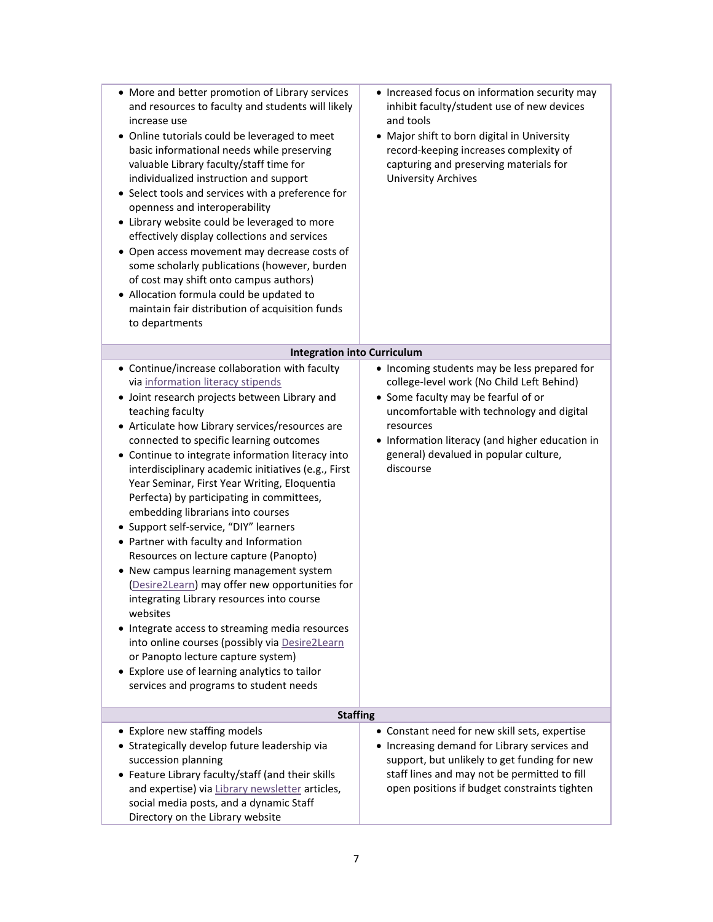| | |
|---|---|
| • More and better promotion of Library services and resources to faculty and students will likely increase use<br>• Online tutorials could be leveraged to meet basic informational needs while preserving valuable Library faculty/staff time for individualized instruction and support<br>• Select tools and services with a preference for openness and interoperability<br>• Library website could be leveraged to more effectively display collections and services<br>• Open access movement may decrease costs of some scholarly publications (however, burden of cost may shift onto campus authors)<br>• Allocation formula could be updated to maintain fair distribution of acquisition funds to departments | • Increased focus on information security may inhibit faculty/student use of new devices and tools<br>• Major shift to born digital in University record-keeping increases complexity of capturing and preserving materials for University Archives |
| **Integration into Curriculum** | |
| • Continue/increase collaboration with faculty via information literacy stipends<br>• Joint research projects between Library and teaching faculty<br>• Articulate how Library services/resources are connected to specific learning outcomes<br>• Continue to integrate information literacy into interdisciplinary academic initiatives (e.g., First Year Seminar, First Year Writing, Eloquentia Perfecta) by participating in committees, embedding librarians into courses<br>• Support self-service, "DIY" learners<br>• Partner with faculty and Information Resources on lecture capture (Panopto)<br>• New campus learning management system (Desire2Learn) may offer new opportunities for integrating Library resources into course websites<br>• Integrate access to streaming media resources into online courses (possibly via Desire2Learn or Panopto lecture capture system)<br>• Explore use of learning analytics to tailor services and programs to student needs | • Incoming students may be less prepared for college-level work (No Child Left Behind)<br>• Some faculty may be fearful of or uncomfortable with technology and digital resources<br>• Information literacy (and higher education in general) devalued in popular culture, discourse |
| **Staffing** | |
| • Explore new staffing models<br>• Strategically develop future leadership via succession planning<br>• Feature Library faculty/staff (and their skills and expertise) via Library newsletter articles, social media posts, and a dynamic Staff Directory on the Library website | • Constant need for new skill sets, expertise<br>• Increasing demand for Library services and support, but unlikely to get funding for new staff lines and may not be permitted to fill open positions if budget constraints tighten |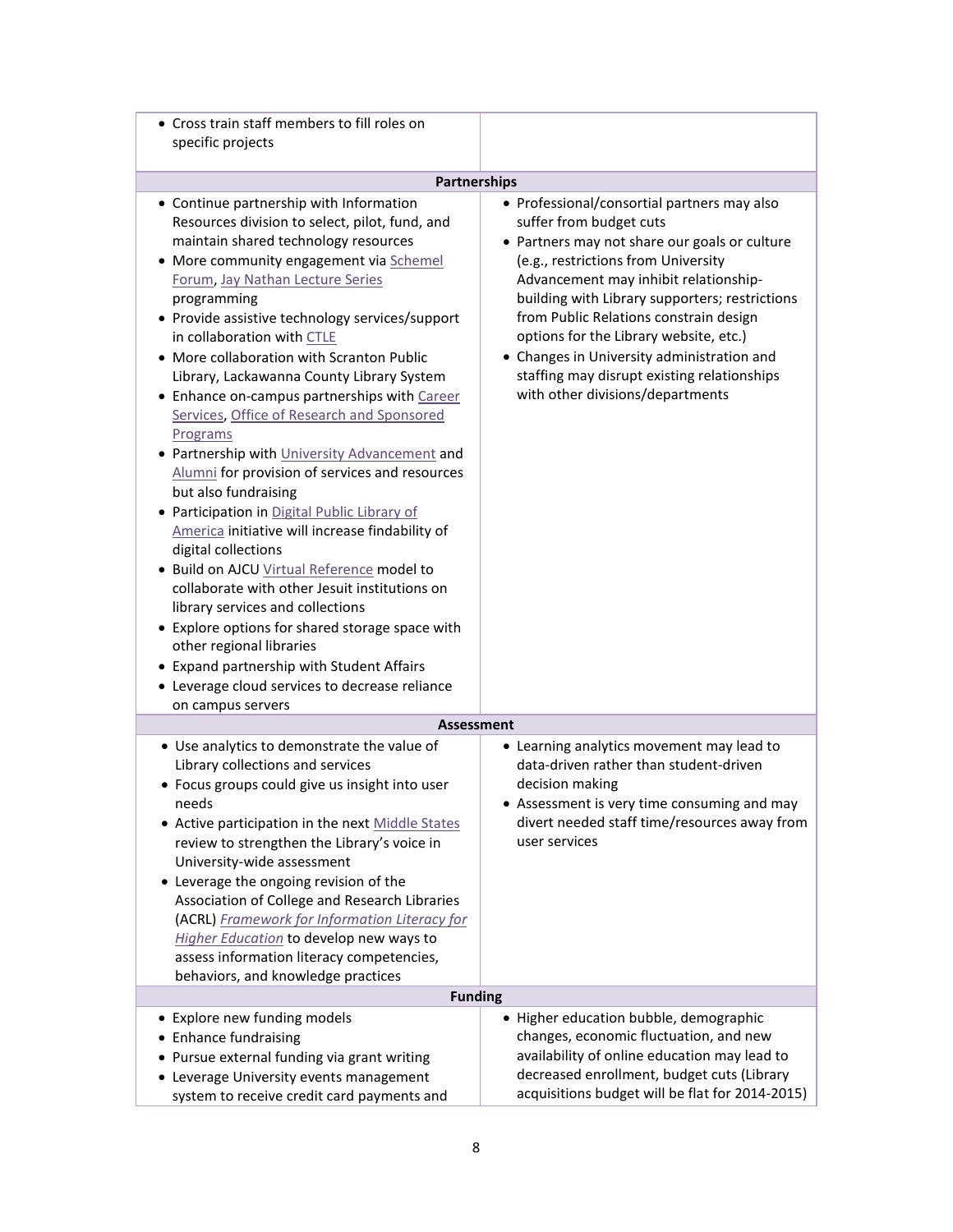| | |
|---|---|
| • Cross train staff members to fill roles on specific projects | |
| **Partnerships** | |
| • Continue partnership with Information Resources division to select, pilot, fund, and maintain shared technology resources<br>• More community engagement via Schemel Forum, Jay Nathan Lecture Series programming<br>• Provide assistive technology services/support in collaboration with CTLE<br>• More collaboration with Scranton Public Library, Lackawanna County Library System<br>• Enhance on-campus partnerships with Career Services, Office of Research and Sponsored Programs<br>• Partnership with University Advancement and Alumni for provision of services and resources but also fundraising<br>• Participation in Digital Public Library of America initiative will increase findability of digital collections<br>• Build on AJCU Virtual Reference model to collaborate with other Jesuit institutions on library services and collections<br>• Explore options for shared storage space with other regional libraries<br>• Expand partnership with Student Affairs<br>• Leverage cloud services to decrease reliance on campus servers | • Professional/consortial partners may also suffer from budget cuts<br>• Partners may not share our goals or culture (e.g., restrictions from University Advancement may inhibit relationship-building with Library supporters; restrictions from Public Relations constrain design options for the Library website, etc.)<br>• Changes in University administration and staffing may disrupt existing relationships with other divisions/departments |
| **Assessment** | |
| • Use analytics to demonstrate the value of Library collections and services<br>• Focus groups could give us insight into user needs<br>• Active participation in the next Middle States review to strengthen the Library's voice in University-wide assessment<br>• Leverage the ongoing revision of the Association of College and Research Libraries (ACRL) *Framework for Information Literacy for Higher Education* to develop new ways to assess information literacy competencies, behaviors, and knowledge practices | • Learning analytics movement may lead to data-driven rather than student-driven decision making<br>• Assessment is very time consuming and may divert needed staff time/resources away from user services |
| **Funding** | |
| • Explore new funding models<br>• Enhance fundraising<br>• Pursue external funding via grant writing<br>• Leverage University events management system to receive credit card payments and | • Higher education bubble, demographic changes, economic fluctuation, and new availability of online education may lead to decreased enrollment, budget cuts (Library acquisitions budget will be flat for 2014-2015) |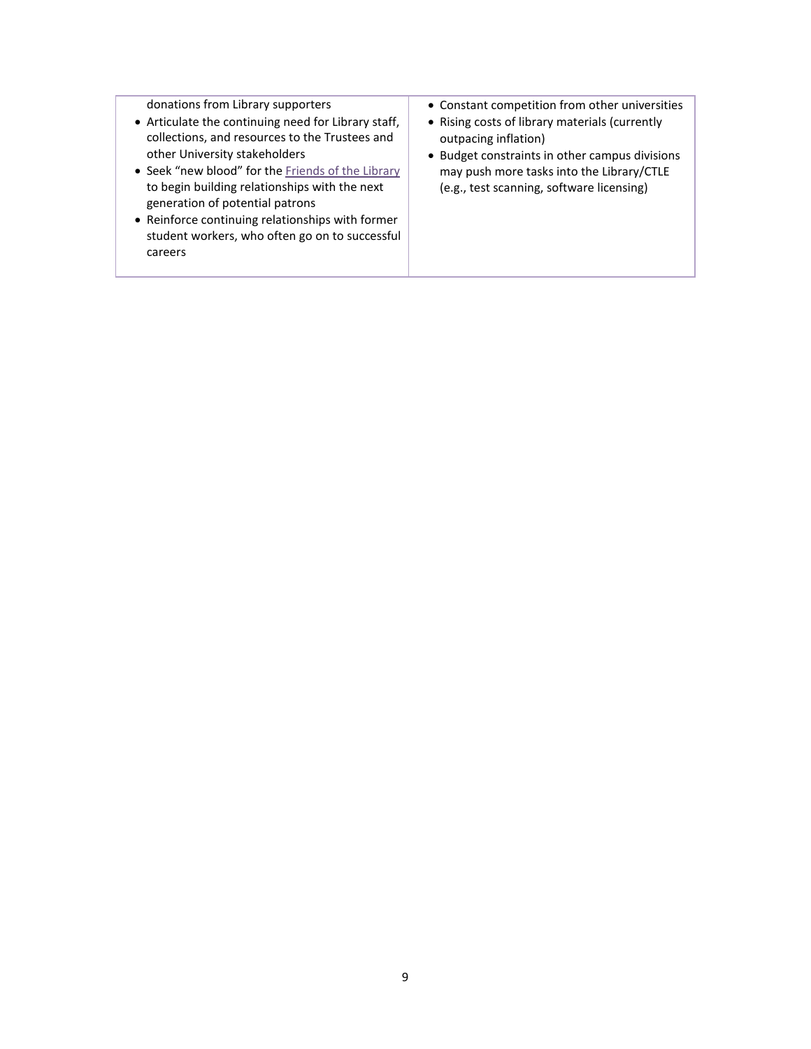| | |
|---|---|
| donations from Library supporters<br>• Articulate the continuing need for Library staff, collections, and resources to the Trustees and other University stakeholders<br>• Seek "new blood" for the Friends of the Library to begin building relationships with the next generation of potential patrons<br>• Reinforce continuing relationships with former student workers, who often go on to successful careers | • Constant competition from other universities<br>• Rising costs of library materials (currently outpacing inflation)<br>• Budget constraints in other campus divisions may push more tasks into the Library/CTLE (e.g., test scanning, software licensing) |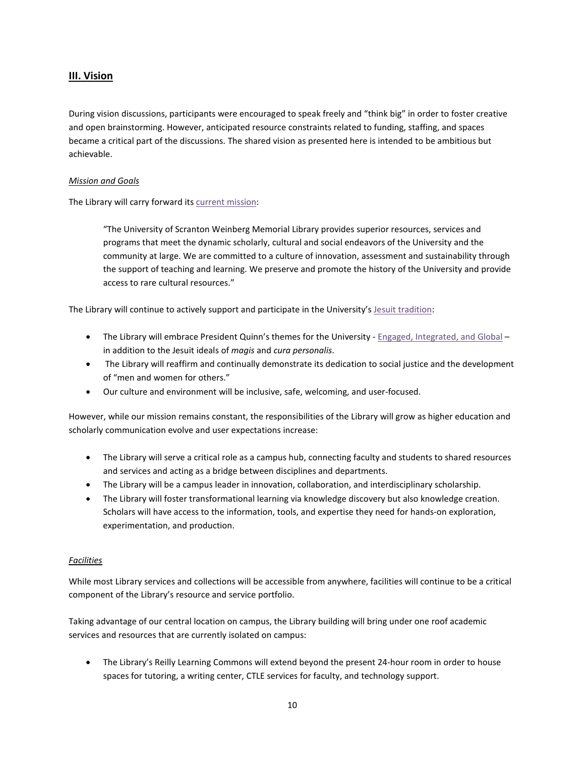## III. Vision

During vision discussions, participants were encouraged to speak freely and "think big" in order to foster creative and open brainstorming. However, anticipated resource constraints related to funding, staffing, and spaces became a critical part of the discussions. The shared vision as presented here is intended to be ambitious but achievable.

*Mission and Goals*

The Library will carry forward its current mission:

> "The University of Scranton Weinberg Memorial Library provides superior resources, services and programs that meet the dynamic scholarly, cultural and social endeavors of the University and the community at large. We are committed to a culture of innovation, assessment and sustainability through the support of teaching and learning. We preserve and promote the history of the University and provide access to rare cultural resources."

The Library will continue to actively support and participate in the University's Jesuit tradition:

- The Library will embrace President Quinn's themes for the University - Engaged, Integrated, and Global – in addition to the Jesuit ideals of *magis* and *cura personalis*.
- The Library will reaffirm and continually demonstrate its dedication to social justice and the development of "men and women for others."
- Our culture and environment will be inclusive, safe, welcoming, and user-focused.

However, while our mission remains constant, the responsibilities of the Library will grow as higher education and scholarly communication evolve and user expectations increase:

- The Library will serve a critical role as a campus hub, connecting faculty and students to shared resources and services and acting as a bridge between disciplines and departments.
- The Library will be a campus leader in innovation, collaboration, and interdisciplinary scholarship.
- The Library will foster transformational learning via knowledge discovery but also knowledge creation. Scholars will have access to the information, tools, and expertise they need for hands-on exploration, experimentation, and production.

*Facilities*

While most Library services and collections will be accessible from anywhere, facilities will continue to be a critical component of the Library's resource and service portfolio.

Taking advantage of our central location on campus, the Library building will bring under one roof academic services and resources that are currently isolated on campus:

- The Library's Reilly Learning Commons will extend beyond the present 24-hour room in order to house spaces for tutoring, a writing center, CTLE services for faculty, and technology support.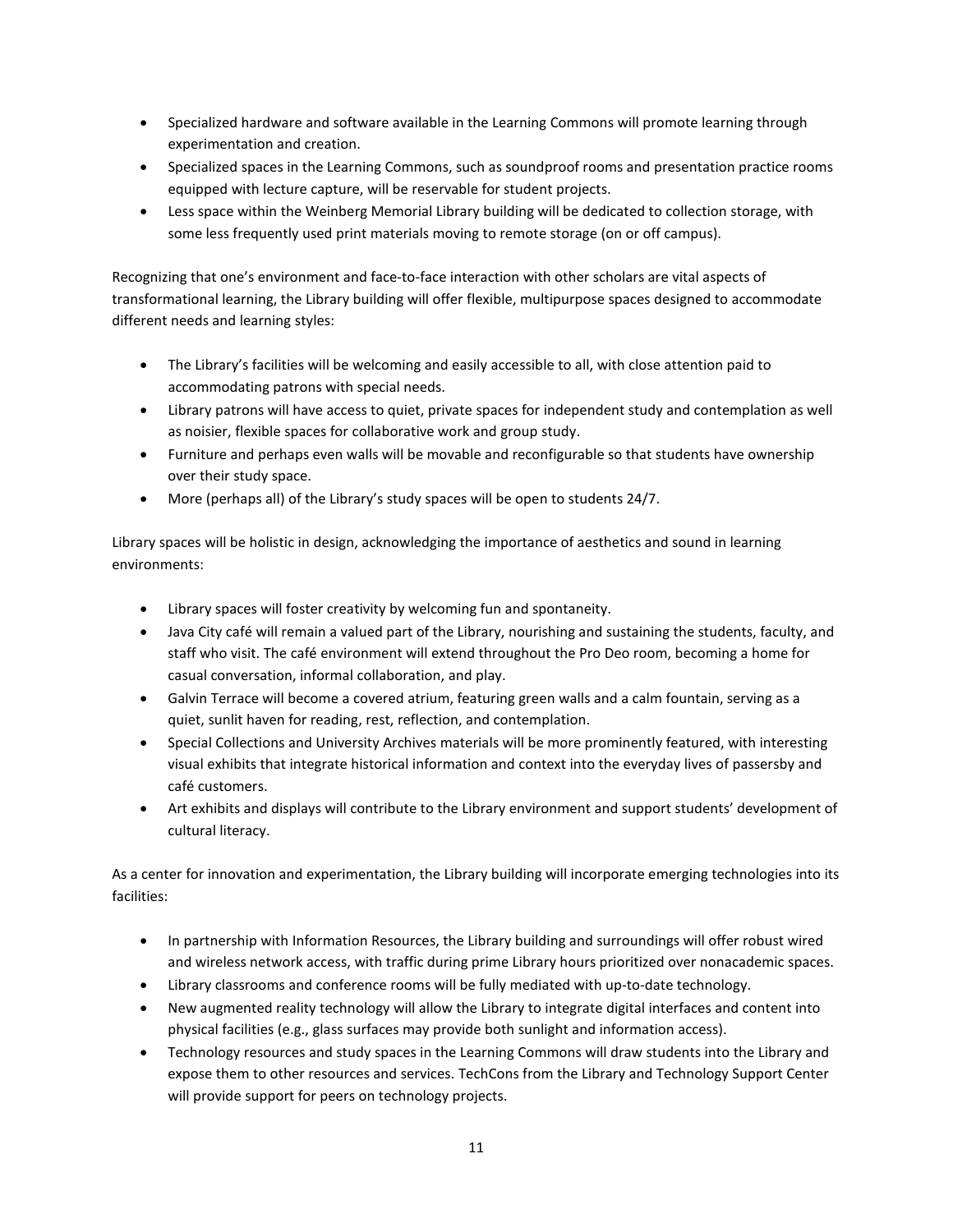- Specialized hardware and software available in the Learning Commons will promote learning through experimentation and creation.
- Specialized spaces in the Learning Commons, such as soundproof rooms and presentation practice rooms equipped with lecture capture, will be reservable for student projects.
- Less space within the Weinberg Memorial Library building will be dedicated to collection storage, with some less frequently used print materials moving to remote storage (on or off campus).

Recognizing that one's environment and face-to-face interaction with other scholars are vital aspects of transformational learning, the Library building will offer flexible, multipurpose spaces designed to accommodate different needs and learning styles:

- The Library's facilities will be welcoming and easily accessible to all, with close attention paid to accommodating patrons with special needs.
- Library patrons will have access to quiet, private spaces for independent study and contemplation as well as noisier, flexible spaces for collaborative work and group study.
- Furniture and perhaps even walls will be movable and reconfigurable so that students have ownership over their study space.
- More (perhaps all) of the Library's study spaces will be open to students 24/7.

Library spaces will be holistic in design, acknowledging the importance of aesthetics and sound in learning environments:

- Library spaces will foster creativity by welcoming fun and spontaneity.
- Java City café will remain a valued part of the Library, nourishing and sustaining the students, faculty, and staff who visit. The café environment will extend throughout the Pro Deo room, becoming a home for casual conversation, informal collaboration, and play.
- Galvin Terrace will become a covered atrium, featuring green walls and a calm fountain, serving as a quiet, sunlit haven for reading, rest, reflection, and contemplation.
- Special Collections and University Archives materials will be more prominently featured, with interesting visual exhibits that integrate historical information and context into the everyday lives of passersby and café customers.
- Art exhibits and displays will contribute to the Library environment and support students' development of cultural literacy.

As a center for innovation and experimentation, the Library building will incorporate emerging technologies into its facilities:

- In partnership with Information Resources, the Library building and surroundings will offer robust wired and wireless network access, with traffic during prime Library hours prioritized over nonacademic spaces.
- Library classrooms and conference rooms will be fully mediated with up-to-date technology.
- New augmented reality technology will allow the Library to integrate digital interfaces and content into physical facilities (e.g., glass surfaces may provide both sunlight and information access).
- Technology resources and study spaces in the Learning Commons will draw students into the Library and expose them to other resources and services. TechCons from the Library and Technology Support Center will provide support for peers on technology projects.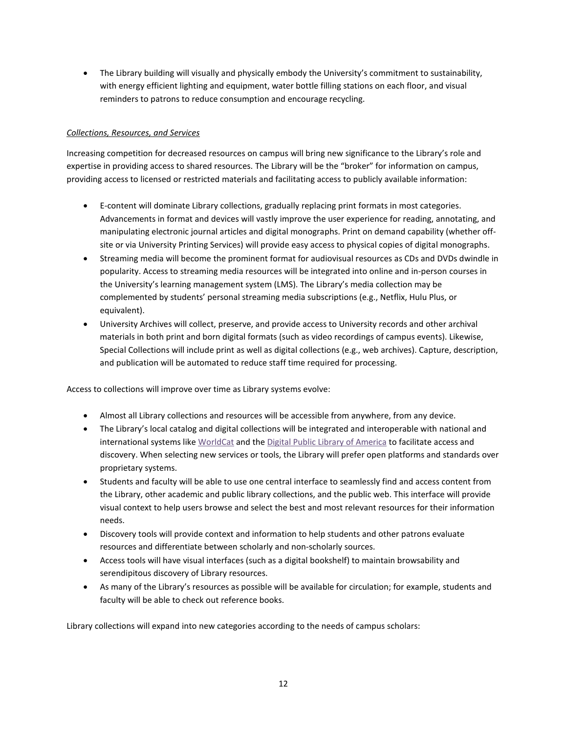- The Library building will visually and physically embody the University's commitment to sustainability, with energy efficient lighting and equipment, water bottle filling stations on each floor, and visual reminders to patrons to reduce consumption and encourage recycling.

*Collections, Resources, and Services*

Increasing competition for decreased resources on campus will bring new significance to the Library's role and expertise in providing access to shared resources. The Library will be the "broker" for information on campus, providing access to licensed or restricted materials and facilitating access to publicly available information:

- E-content will dominate Library collections, gradually replacing print formats in most categories. Advancements in format and devices will vastly improve the user experience for reading, annotating, and manipulating electronic journal articles and digital monographs. Print on demand capability (whether off-site or via University Printing Services) will provide easy access to physical copies of digital monographs.
- Streaming media will become the prominent format for audiovisual resources as CDs and DVDs dwindle in popularity. Access to streaming media resources will be integrated into online and in-person courses in the University's learning management system (LMS). The Library's media collection may be complemented by students' personal streaming media subscriptions (e.g., Netflix, Hulu Plus, or equivalent).
- University Archives will collect, preserve, and provide access to University records and other archival materials in both print and born digital formats (such as video recordings of campus events). Likewise, Special Collections will include print as well as digital collections (e.g., web archives). Capture, description, and publication will be automated to reduce staff time required for processing.

Access to collections will improve over time as Library systems evolve:

- Almost all Library collections and resources will be accessible from anywhere, from any device.
- The Library's local catalog and digital collections will be integrated and interoperable with national and international systems like WorldCat and the Digital Public Library of America to facilitate access and discovery. When selecting new services or tools, the Library will prefer open platforms and standards over proprietary systems.
- Students and faculty will be able to use one central interface to seamlessly find and access content from the Library, other academic and public library collections, and the public web. This interface will provide visual context to help users browse and select the best and most relevant resources for their information needs.
- Discovery tools will provide context and information to help students and other patrons evaluate resources and differentiate between scholarly and non-scholarly sources.
- Access tools will have visual interfaces (such as a digital bookshelf) to maintain browsability and serendipitous discovery of Library resources.
- As many of the Library's resources as possible will be available for circulation; for example, students and faculty will be able to check out reference books.

Library collections will expand into new categories according to the needs of campus scholars: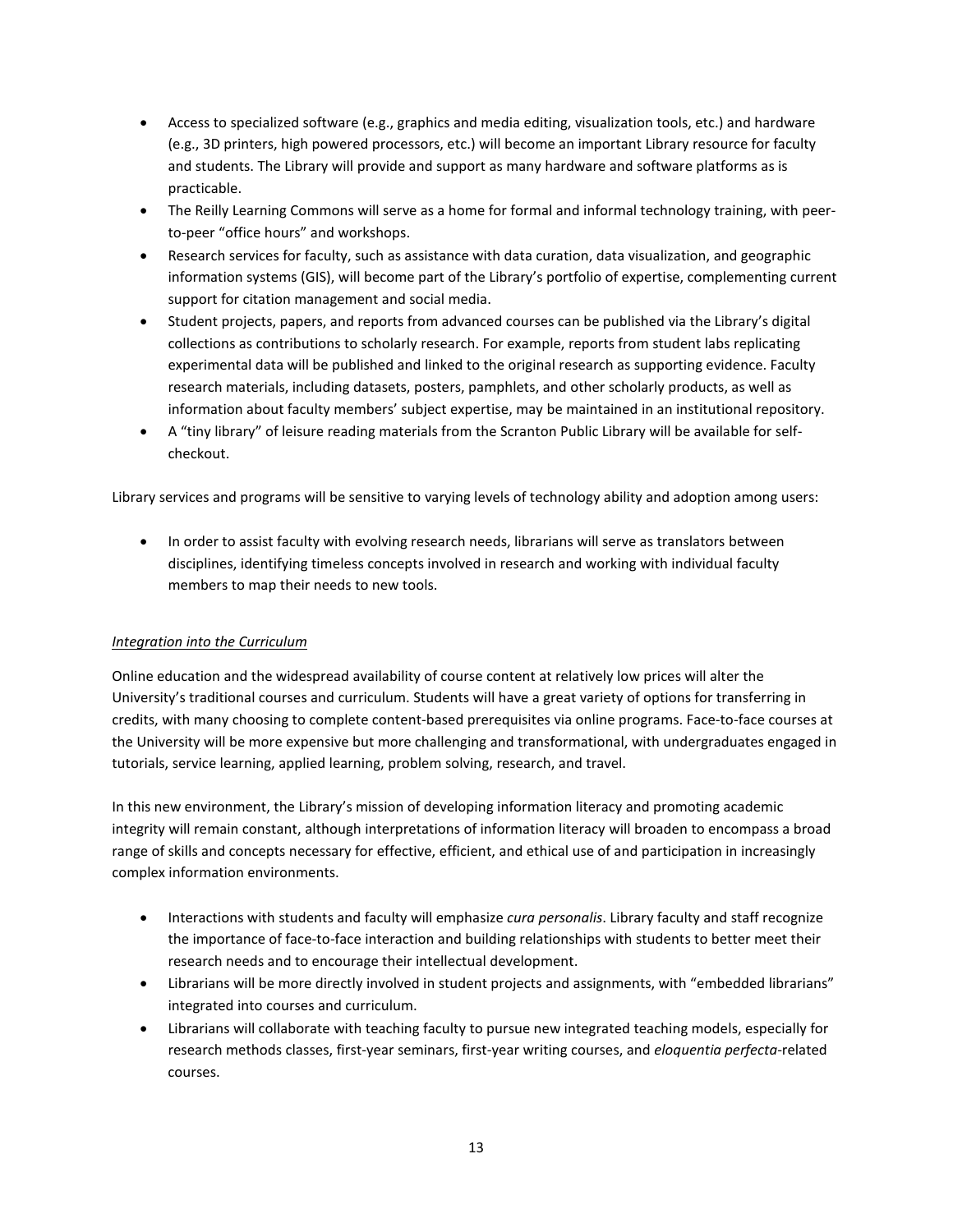- Access to specialized software (e.g., graphics and media editing, visualization tools, etc.) and hardware (e.g., 3D printers, high powered processors, etc.) will become an important Library resource for faculty and students. The Library will provide and support as many hardware and software platforms as is practicable.
- The Reilly Learning Commons will serve as a home for formal and informal technology training, with peer-to-peer "office hours" and workshops.
- Research services for faculty, such as assistance with data curation, data visualization, and geographic information systems (GIS), will become part of the Library's portfolio of expertise, complementing current support for citation management and social media.
- Student projects, papers, and reports from advanced courses can be published via the Library's digital collections as contributions to scholarly research. For example, reports from student labs replicating experimental data will be published and linked to the original research as supporting evidence. Faculty research materials, including datasets, posters, pamphlets, and other scholarly products, as well as information about faculty members' subject expertise, may be maintained in an institutional repository.
- A "tiny library" of leisure reading materials from the Scranton Public Library will be available for self-checkout.

Library services and programs will be sensitive to varying levels of technology ability and adoption among users:

- In order to assist faculty with evolving research needs, librarians will serve as translators between disciplines, identifying timeless concepts involved in research and working with individual faculty members to map their needs to new tools.

*Integration into the Curriculum*

Online education and the widespread availability of course content at relatively low prices will alter the University's traditional courses and curriculum. Students will have a great variety of options for transferring in credits, with many choosing to complete content-based prerequisites via online programs. Face-to-face courses at the University will be more expensive but more challenging and transformational, with undergraduates engaged in tutorials, service learning, applied learning, problem solving, research, and travel.

In this new environment, the Library's mission of developing information literacy and promoting academic integrity will remain constant, although interpretations of information literacy will broaden to encompass a broad range of skills and concepts necessary for effective, efficient, and ethical use of and participation in increasingly complex information environments.

- Interactions with students and faculty will emphasize *cura personalis*. Library faculty and staff recognize the importance of face-to-face interaction and building relationships with students to better meet their research needs and to encourage their intellectual development.
- Librarians will be more directly involved in student projects and assignments, with "embedded librarians" integrated into courses and curriculum.
- Librarians will collaborate with teaching faculty to pursue new integrated teaching models, especially for research methods classes, first-year seminars, first-year writing courses, and *eloquentia perfecta*-related courses.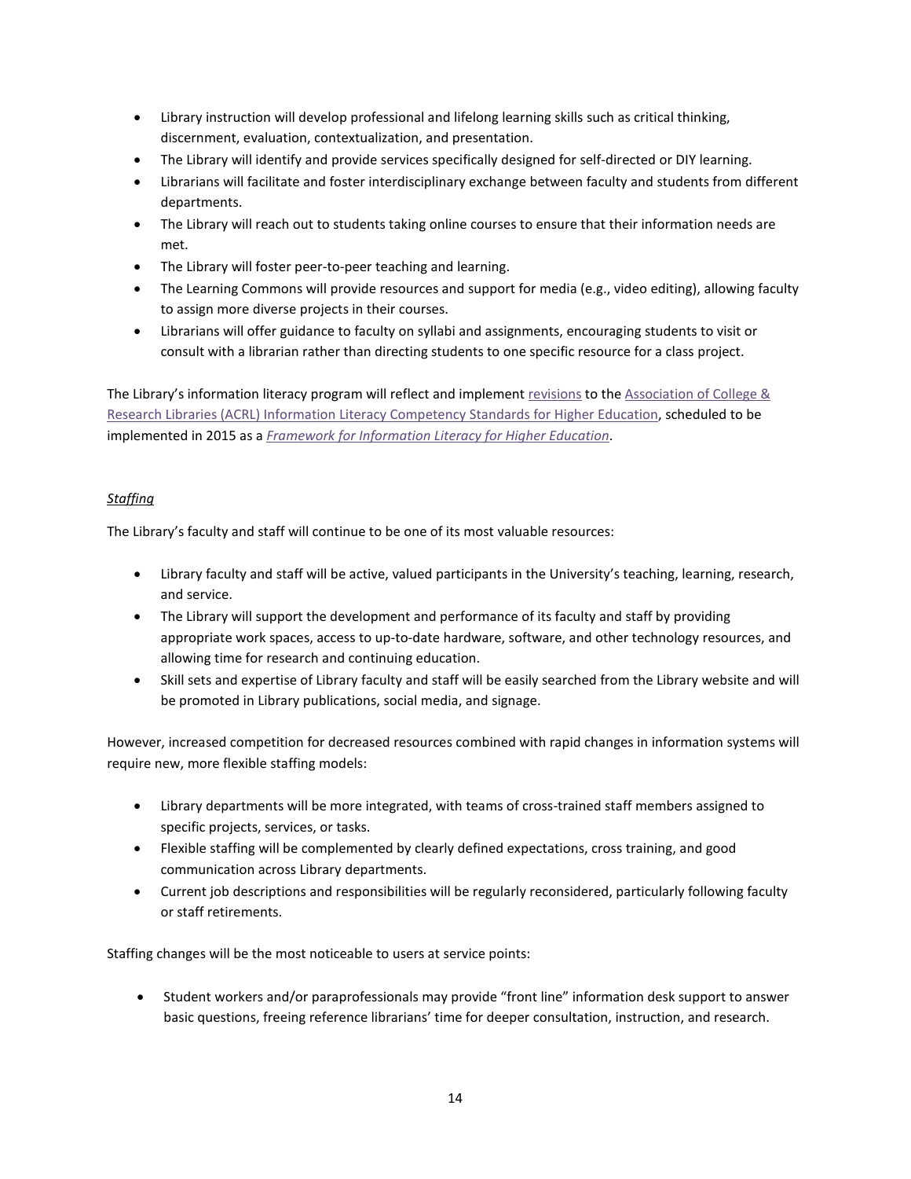- Library instruction will develop professional and lifelong learning skills such as critical thinking, discernment, evaluation, contextualization, and presentation.
- The Library will identify and provide services specifically designed for self-directed or DIY learning.
- Librarians will facilitate and foster interdisciplinary exchange between faculty and students from different departments.
- The Library will reach out to students taking online courses to ensure that their information needs are met.
- The Library will foster peer-to-peer teaching and learning.
- The Learning Commons will provide resources and support for media (e.g., video editing), allowing faculty to assign more diverse projects in their courses.
- Librarians will offer guidance to faculty on syllabi and assignments, encouraging students to visit or consult with a librarian rather than directing students to one specific resource for a class project.

The Library's information literacy program will reflect and implement revisions to the Association of College & Research Libraries (ACRL) Information Literacy Competency Standards for Higher Education, scheduled to be implemented in 2015 as a *Framework for Information Literacy for Higher Education*.

*Staffing*

The Library's faculty and staff will continue to be one of its most valuable resources:

- Library faculty and staff will be active, valued participants in the University's teaching, learning, research, and service.
- The Library will support the development and performance of its faculty and staff by providing appropriate work spaces, access to up-to-date hardware, software, and other technology resources, and allowing time for research and continuing education.
- Skill sets and expertise of Library faculty and staff will be easily searched from the Library website and will be promoted in Library publications, social media, and signage.

However, increased competition for decreased resources combined with rapid changes in information systems will require new, more flexible staffing models:

- Library departments will be more integrated, with teams of cross-trained staff members assigned to specific projects, services, or tasks.
- Flexible staffing will be complemented by clearly defined expectations, cross training, and good communication across Library departments.
- Current job descriptions and responsibilities will be regularly reconsidered, particularly following faculty or staff retirements.

Staffing changes will be the most noticeable to users at service points:

- Student workers and/or paraprofessionals may provide "front line" information desk support to answer basic questions, freeing reference librarians' time for deeper consultation, instruction, and research.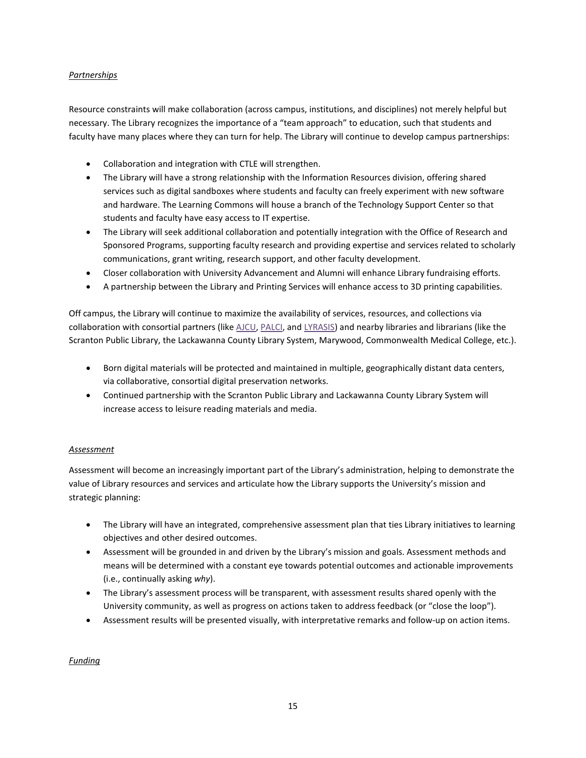*Partnerships*

Resource constraints will make collaboration (across campus, institutions, and disciplines) not merely helpful but necessary. The Library recognizes the importance of a "team approach" to education, such that students and faculty have many places where they can turn for help. The Library will continue to develop campus partnerships:

- Collaboration and integration with CTLE will strengthen.
- The Library will have a strong relationship with the Information Resources division, offering shared services such as digital sandboxes where students and faculty can freely experiment with new software and hardware. The Learning Commons will house a branch of the Technology Support Center so that students and faculty have easy access to IT expertise.
- The Library will seek additional collaboration and potentially integration with the Office of Research and Sponsored Programs, supporting faculty research and providing expertise and services related to scholarly communications, grant writing, research support, and other faculty development.
- Closer collaboration with University Advancement and Alumni will enhance Library fundraising efforts.
- A partnership between the Library and Printing Services will enhance access to 3D printing capabilities.

Off campus, the Library will continue to maximize the availability of services, resources, and collections via collaboration with consortial partners (like AJCU, PALCI, and LYRASIS) and nearby libraries and librarians (like the Scranton Public Library, the Lackawanna County Library System, Marywood, Commonwealth Medical College, etc.).

- Born digital materials will be protected and maintained in multiple, geographically distant data centers, via collaborative, consortial digital preservation networks.
- Continued partnership with the Scranton Public Library and Lackawanna County Library System will increase access to leisure reading materials and media.

*Assessment*

Assessment will become an increasingly important part of the Library's administration, helping to demonstrate the value of Library resources and services and articulate how the Library supports the University's mission and strategic planning:

- The Library will have an integrated, comprehensive assessment plan that ties Library initiatives to learning objectives and other desired outcomes.
- Assessment will be grounded in and driven by the Library's mission and goals. Assessment methods and means will be determined with a constant eye towards potential outcomes and actionable improvements (i.e., continually asking *why*).
- The Library's assessment process will be transparent, with assessment results shared openly with the University community, as well as progress on actions taken to address feedback (or "close the loop").
- Assessment results will be presented visually, with interpretative remarks and follow-up on action items.

*Funding*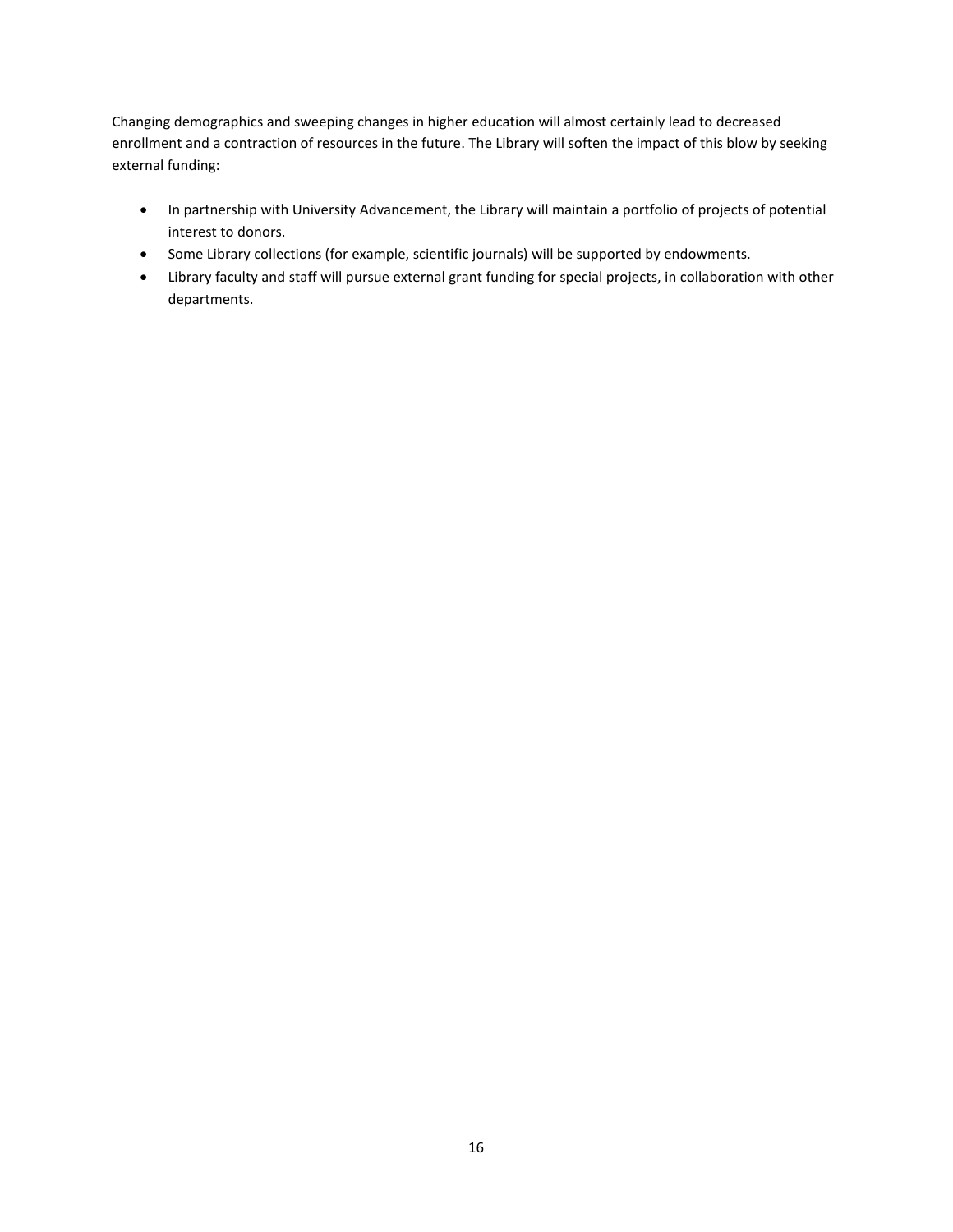Changing demographics and sweeping changes in higher education will almost certainly lead to decreased enrollment and a contraction of resources in the future. The Library will soften the impact of this blow by seeking external funding:

- In partnership with University Advancement, the Library will maintain a portfolio of projects of potential interest to donors.
- Some Library collections (for example, scientific journals) will be supported by endowments.
- Library faculty and staff will pursue external grant funding for special projects, in collaboration with other departments.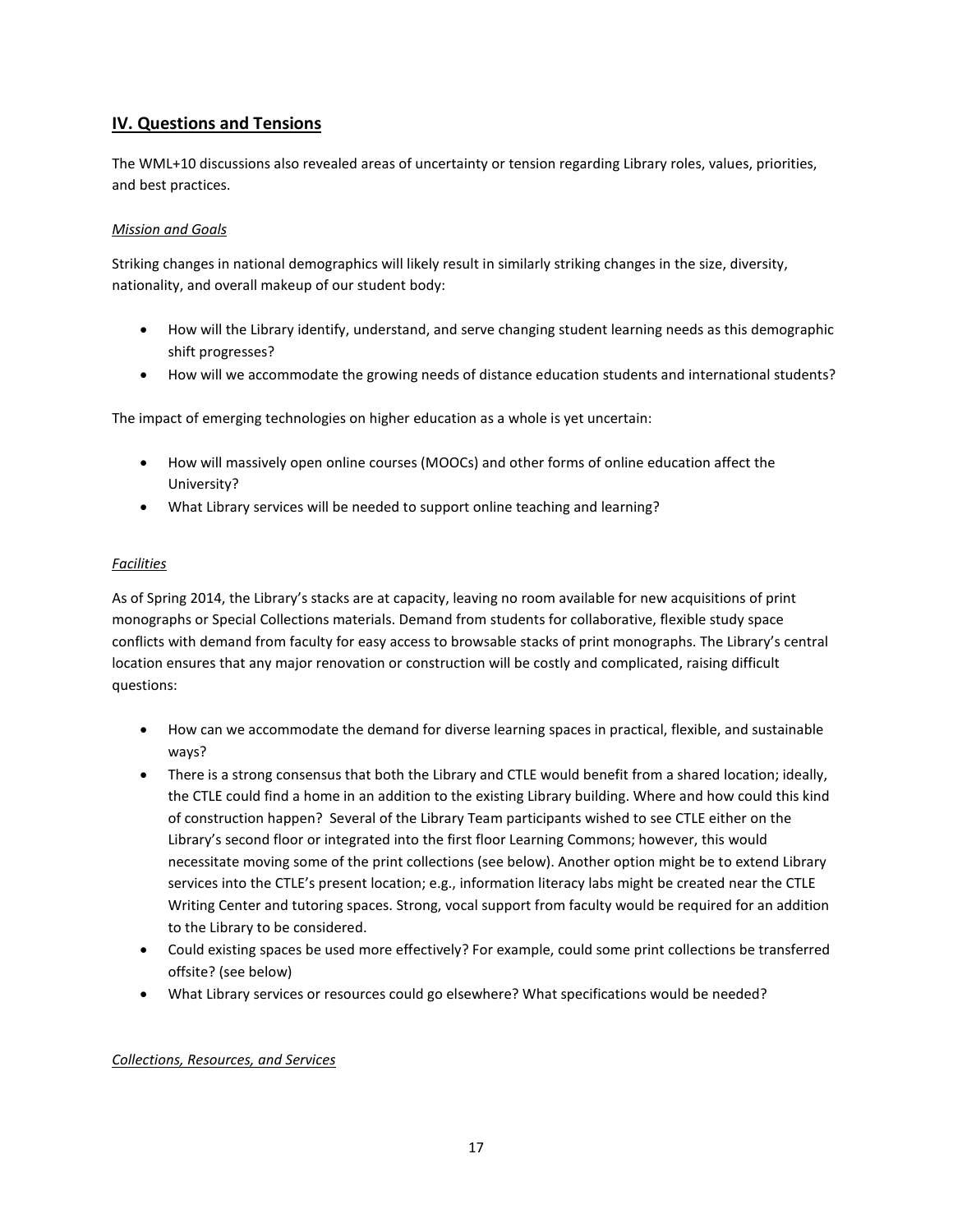## IV. Questions and Tensions

The WML+10 discussions also revealed areas of uncertainty or tension regarding Library roles, values, priorities, and best practices.

*Mission and Goals*

Striking changes in national demographics will likely result in similarly striking changes in the size, diversity, nationality, and overall makeup of our student body:

- How will the Library identify, understand, and serve changing student learning needs as this demographic shift progresses?
- How will we accommodate the growing needs of distance education students and international students?

The impact of emerging technologies on higher education as a whole is yet uncertain:

- How will massively open online courses (MOOCs) and other forms of online education affect the University?
- What Library services will be needed to support online teaching and learning?

*Facilities*

As of Spring 2014, the Library's stacks are at capacity, leaving no room available for new acquisitions of print monographs or Special Collections materials. Demand from students for collaborative, flexible study space conflicts with demand from faculty for easy access to browsable stacks of print monographs. The Library's central location ensures that any major renovation or construction will be costly and complicated, raising difficult questions:

- How can we accommodate the demand for diverse learning spaces in practical, flexible, and sustainable ways?
- There is a strong consensus that both the Library and CTLE would benefit from a shared location; ideally, the CTLE could find a home in an addition to the existing Library building. Where and how could this kind of construction happen? Several of the Library Team participants wished to see CTLE either on the Library's second floor or integrated into the first floor Learning Commons; however, this would necessitate moving some of the print collections (see below). Another option might be to extend Library services into the CTLE's present location; e.g., information literacy labs might be created near the CTLE Writing Center and tutoring spaces. Strong, vocal support from faculty would be required for an addition to the Library to be considered.
- Could existing spaces be used more effectively? For example, could some print collections be transferred offsite? (see below)
- What Library services or resources could go elsewhere? What specifications would be needed?

*Collections, Resources, and Services*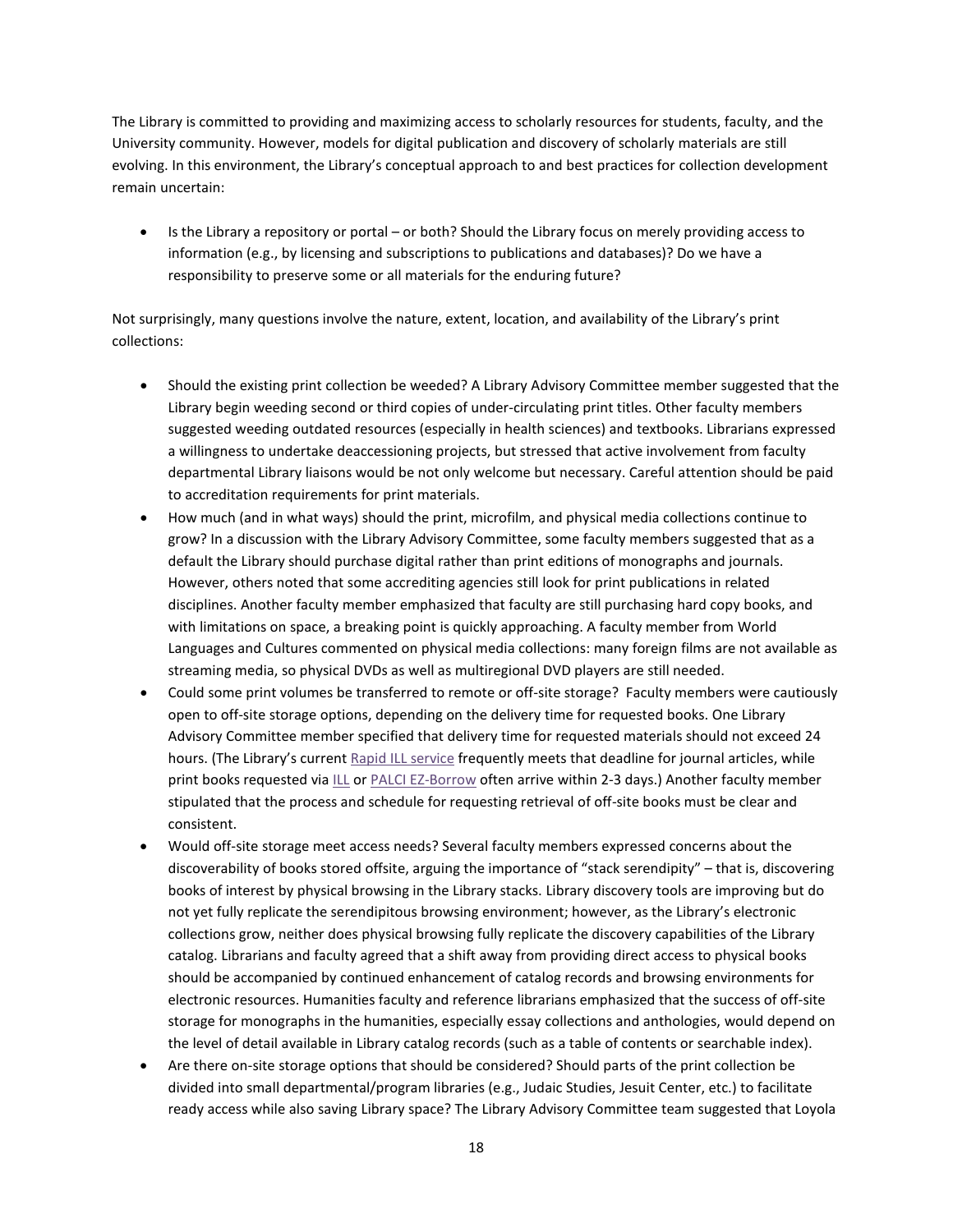The Library is committed to providing and maximizing access to scholarly resources for students, faculty, and the University community. However, models for digital publication and discovery of scholarly materials are still evolving. In this environment, the Library's conceptual approach to and best practices for collection development remain uncertain:

- Is the Library a repository or portal – or both? Should the Library focus on merely providing access to information (e.g., by licensing and subscriptions to publications and databases)? Do we have a responsibility to preserve some or all materials for the enduring future?

Not surprisingly, many questions involve the nature, extent, location, and availability of the Library's print collections:

- Should the existing print collection be weeded? A Library Advisory Committee member suggested that the Library begin weeding second or third copies of under-circulating print titles. Other faculty members suggested weeding outdated resources (especially in health sciences) and textbooks. Librarians expressed a willingness to undertake deaccessioning projects, but stressed that active involvement from faculty departmental Library liaisons would be not only welcome but necessary. Careful attention should be paid to accreditation requirements for print materials.
- How much (and in what ways) should the print, microfilm, and physical media collections continue to grow? In a discussion with the Library Advisory Committee, some faculty members suggested that as a default the Library should purchase digital rather than print editions of monographs and journals. However, others noted that some accrediting agencies still look for print publications in related disciplines. Another faculty member emphasized that faculty are still purchasing hard copy books, and with limitations on space, a breaking point is quickly approaching. A faculty member from World Languages and Cultures commented on physical media collections: many foreign films are not available as streaming media, so physical DVDs as well as multiregional DVD players are still needed.
- Could some print volumes be transferred to remote or off-site storage? Faculty members were cautiously open to off-site storage options, depending on the delivery time for requested books. One Library Advisory Committee member specified that delivery time for requested materials should not exceed 24 hours. (The Library's current Rapid ILL service frequently meets that deadline for journal articles, while print books requested via ILL or PALCI EZ-Borrow often arrive within 2-3 days.) Another faculty member stipulated that the process and schedule for requesting retrieval of off-site books must be clear and consistent.
- Would off-site storage meet access needs? Several faculty members expressed concerns about the discoverability of books stored offsite, arguing the importance of "stack serendipity" – that is, discovering books of interest by physical browsing in the Library stacks. Library discovery tools are improving but do not yet fully replicate the serendipitous browsing environment; however, as the Library's electronic collections grow, neither does physical browsing fully replicate the discovery capabilities of the Library catalog. Librarians and faculty agreed that a shift away from providing direct access to physical books should be accompanied by continued enhancement of catalog records and browsing environments for electronic resources. Humanities faculty and reference librarians emphasized that the success of off-site storage for monographs in the humanities, especially essay collections and anthologies, would depend on the level of detail available in Library catalog records (such as a table of contents or searchable index).
- Are there on-site storage options that should be considered? Should parts of the print collection be divided into small departmental/program libraries (e.g., Judaic Studies, Jesuit Center, etc.) to facilitate ready access while also saving Library space? The Library Advisory Committee team suggested that Loyola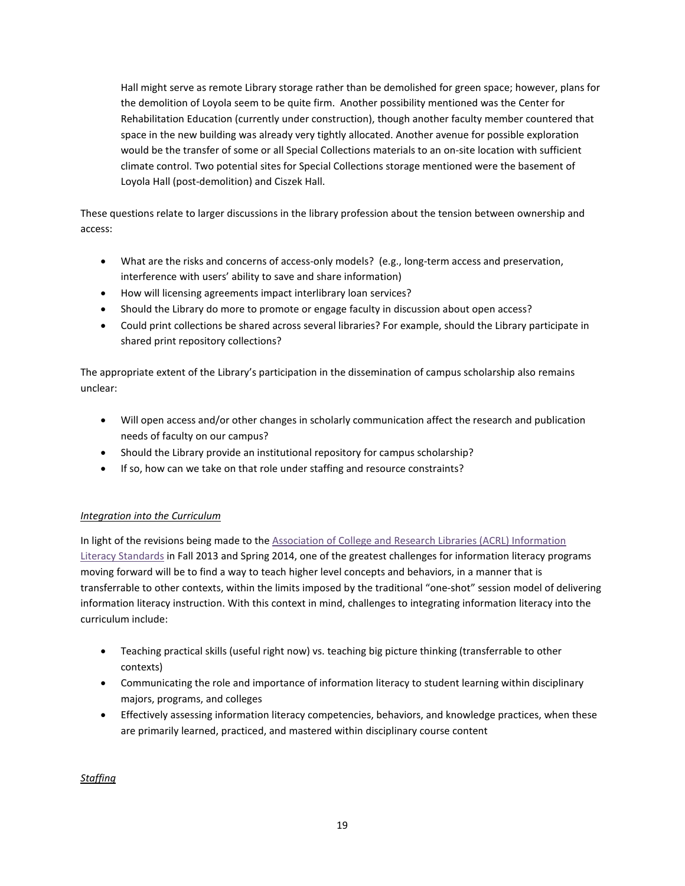Hall might serve as remote Library storage rather than be demolished for green space; however, plans for the demolition of Loyola seem to be quite firm. Another possibility mentioned was the Center for Rehabilitation Education (currently under construction), though another faculty member countered that space in the new building was already very tightly allocated. Another avenue for possible exploration would be the transfer of some or all Special Collections materials to an on-site location with sufficient climate control. Two potential sites for Special Collections storage mentioned were the basement of Loyola Hall (post-demolition) and Ciszek Hall.

These questions relate to larger discussions in the library profession about the tension between ownership and access:

- What are the risks and concerns of access-only models? (e.g., long-term access and preservation, interference with users' ability to save and share information)
- How will licensing agreements impact interlibrary loan services?
- Should the Library do more to promote or engage faculty in discussion about open access?
- Could print collections be shared across several libraries? For example, should the Library participate in shared print repository collections?

The appropriate extent of the Library's participation in the dissemination of campus scholarship also remains unclear:

- Will open access and/or other changes in scholarly communication affect the research and publication needs of faculty on our campus?
- Should the Library provide an institutional repository for campus scholarship?
- If so, how can we take on that role under staffing and resource constraints?

*Integration into the Curriculum*

In light of the revisions being made to the Association of College and Research Libraries (ACRL) Information Literacy Standards in Fall 2013 and Spring 2014, one of the greatest challenges for information literacy programs moving forward will be to find a way to teach higher level concepts and behaviors, in a manner that is transferrable to other contexts, within the limits imposed by the traditional "one-shot" session model of delivering information literacy instruction. With this context in mind, challenges to integrating information literacy into the curriculum include:

- Teaching practical skills (useful right now) vs. teaching big picture thinking (transferrable to other contexts)
- Communicating the role and importance of information literacy to student learning within disciplinary majors, programs, and colleges
- Effectively assessing information literacy competencies, behaviors, and knowledge practices, when these are primarily learned, practiced, and mastered within disciplinary course content

*Staffing*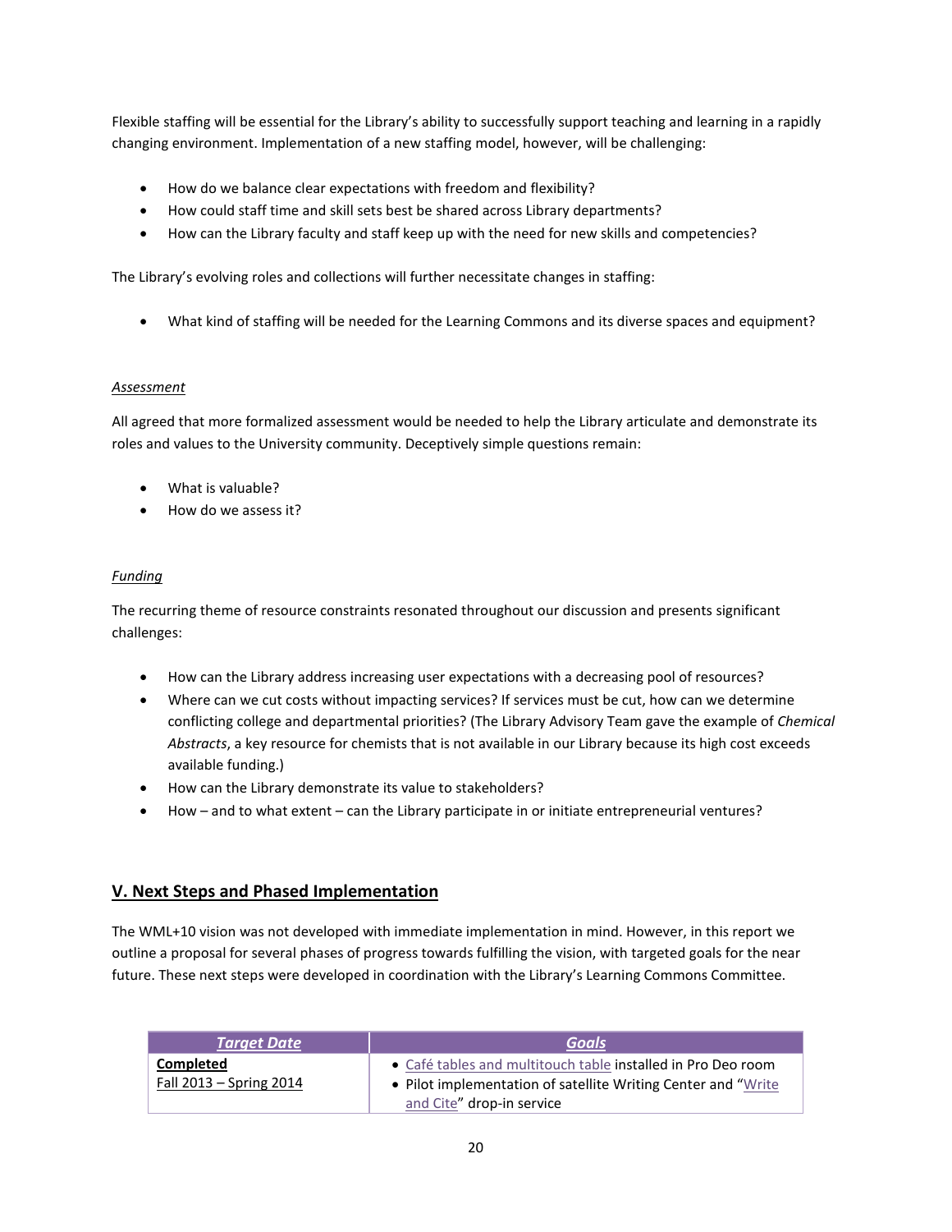Flexible staffing will be essential for the Library's ability to successfully support teaching and learning in a rapidly changing environment. Implementation of a new staffing model, however, will be challenging:

- How do we balance clear expectations with freedom and flexibility?
- How could staff time and skill sets best be shared across Library departments?
- How can the Library faculty and staff keep up with the need for new skills and competencies?

The Library's evolving roles and collections will further necessitate changes in staffing:

- What kind of staffing will be needed for the Learning Commons and its diverse spaces and equipment?

*Assessment*

All agreed that more formalized assessment would be needed to help the Library articulate and demonstrate its roles and values to the University community. Deceptively simple questions remain:

- What is valuable?
- How do we assess it?

*Funding*

The recurring theme of resource constraints resonated throughout our discussion and presents significant challenges:

- How can the Library address increasing user expectations with a decreasing pool of resources?
- Where can we cut costs without impacting services? If services must be cut, how can we determine conflicting college and departmental priorities? (The Library Advisory Team gave the example of *Chemical Abstracts*, a key resource for chemists that is not available in our Library because its high cost exceeds available funding.)
- How can the Library demonstrate its value to stakeholders?
- How – and to what extent – can the Library participate in or initiate entrepreneurial ventures?

## V. Next Steps and Phased Implementation

The WML+10 vision was not developed with immediate implementation in mind. However, in this report we outline a proposal for several phases of progress towards fulfilling the vision, with targeted goals for the near future. These next steps were developed in coordination with the Library's Learning Commons Committee.

| *Target Date* | *Goals* |
|---|---|
| **Completed**<br>Fall 2013 – Spring 2014 | • Café tables and multitouch table installed in Pro Deo room<br>• Pilot implementation of satellite Writing Center and "Write and Cite" drop-in service |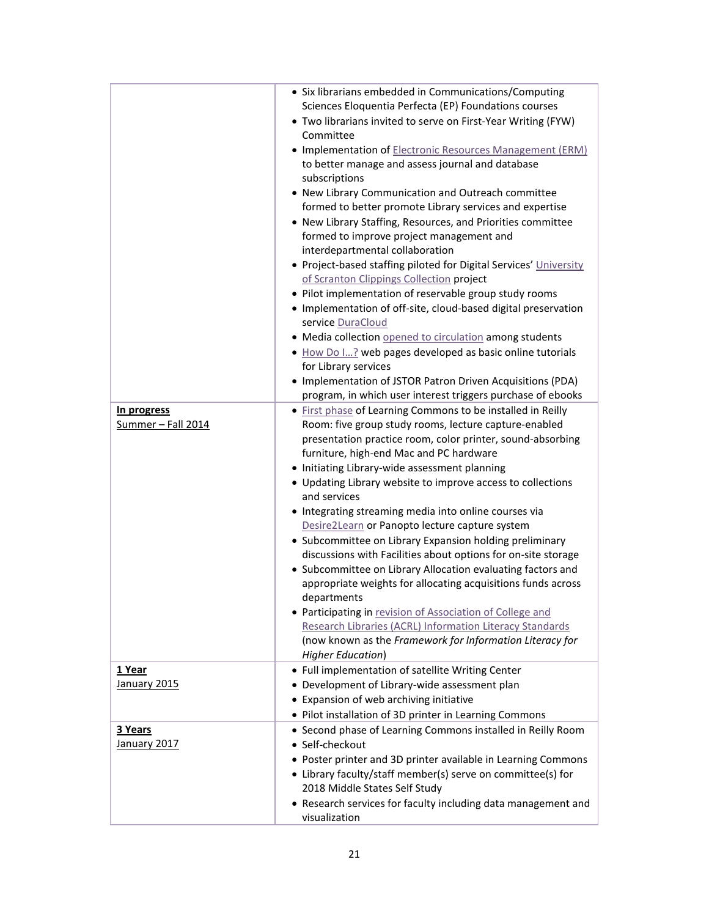| | |
|---|---|
| | • Six librarians embedded in Communications/Computing Sciences Eloquentia Perfecta (EP) Foundations courses<br>• Two librarians invited to serve on First-Year Writing (FYW) Committee<br>• Implementation of Electronic Resources Management (ERM) to better manage and assess journal and database subscriptions<br>• New Library Communication and Outreach committee formed to better promote Library services and expertise<br>• New Library Staffing, Resources, and Priorities committee formed to improve project management and interdepartmental collaboration<br>• Project-based staffing piloted for Digital Services' University of Scranton Clippings Collection project<br>• Pilot implementation of reservable group study rooms<br>• Implementation of off-site, cloud-based digital preservation service DuraCloud<br>• Media collection opened to circulation among students<br>• How Do I…? web pages developed as basic online tutorials for Library services<br>• Implementation of JSTOR Patron Driven Acquisitions (PDA) program, in which user interest triggers purchase of ebooks |
| **In progress**<br>Summer – Fall 2014 | • First phase of Learning Commons to be installed in Reilly Room: five group study rooms, lecture capture-enabled presentation practice room, color printer, sound-absorbing furniture, high-end Mac and PC hardware<br>• Initiating Library-wide assessment planning<br>• Updating Library website to improve access to collections and services<br>• Integrating streaming media into online courses via Desire2Learn or Panopto lecture capture system<br>• Subcommittee on Library Expansion holding preliminary discussions with Facilities about options for on-site storage<br>• Subcommittee on Library Allocation evaluating factors and appropriate weights for allocating acquisitions funds across departments<br>• Participating in revision of Association of College and Research Libraries (ACRL) Information Literacy Standards (now known as the *Framework for Information Literacy for Higher Education*) |
| **1 Year**<br>January 2015 | • Full implementation of satellite Writing Center<br>• Development of Library-wide assessment plan<br>• Expansion of web archiving initiative<br>• Pilot installation of 3D printer in Learning Commons |
| **3 Years**<br>January 2017 | • Second phase of Learning Commons installed in Reilly Room<br>• Self-checkout<br>• Poster printer and 3D printer available in Learning Commons<br>• Library faculty/staff member(s) serve on committee(s) for 2018 Middle States Self Study<br>• Research services for faculty including data management and visualization |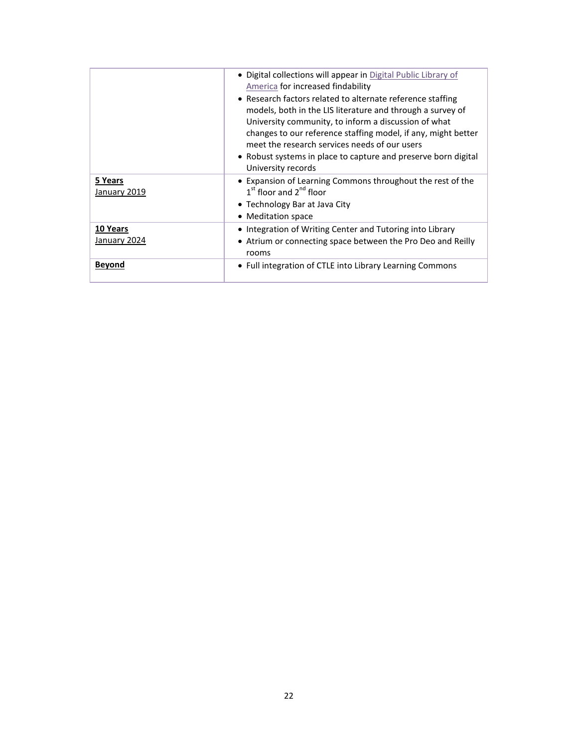| | |
|---|---|
| | • Digital collections will appear in [Digital Public Library of America] for increased findability<br>• Research factors related to alternate reference staffing models, both in the LIS literature and through a survey of University community, to inform a discussion of what changes to our reference staffing model, if any, might better meet the research services needs of our users<br>• Robust systems in place to capture and preserve born digital University records |
| **5 Years**<br>January 2019 | • Expansion of Learning Commons throughout the rest of the 1st floor and 2nd floor<br>• Technology Bar at Java City<br>• Meditation space |
| **10 Years**<br>January 2024 | • Integration of Writing Center and Tutoring into Library<br>• Atrium or connecting space between the Pro Deo and Reilly rooms |
| **Beyond** | • Full integration of CTLE into Library Learning Commons |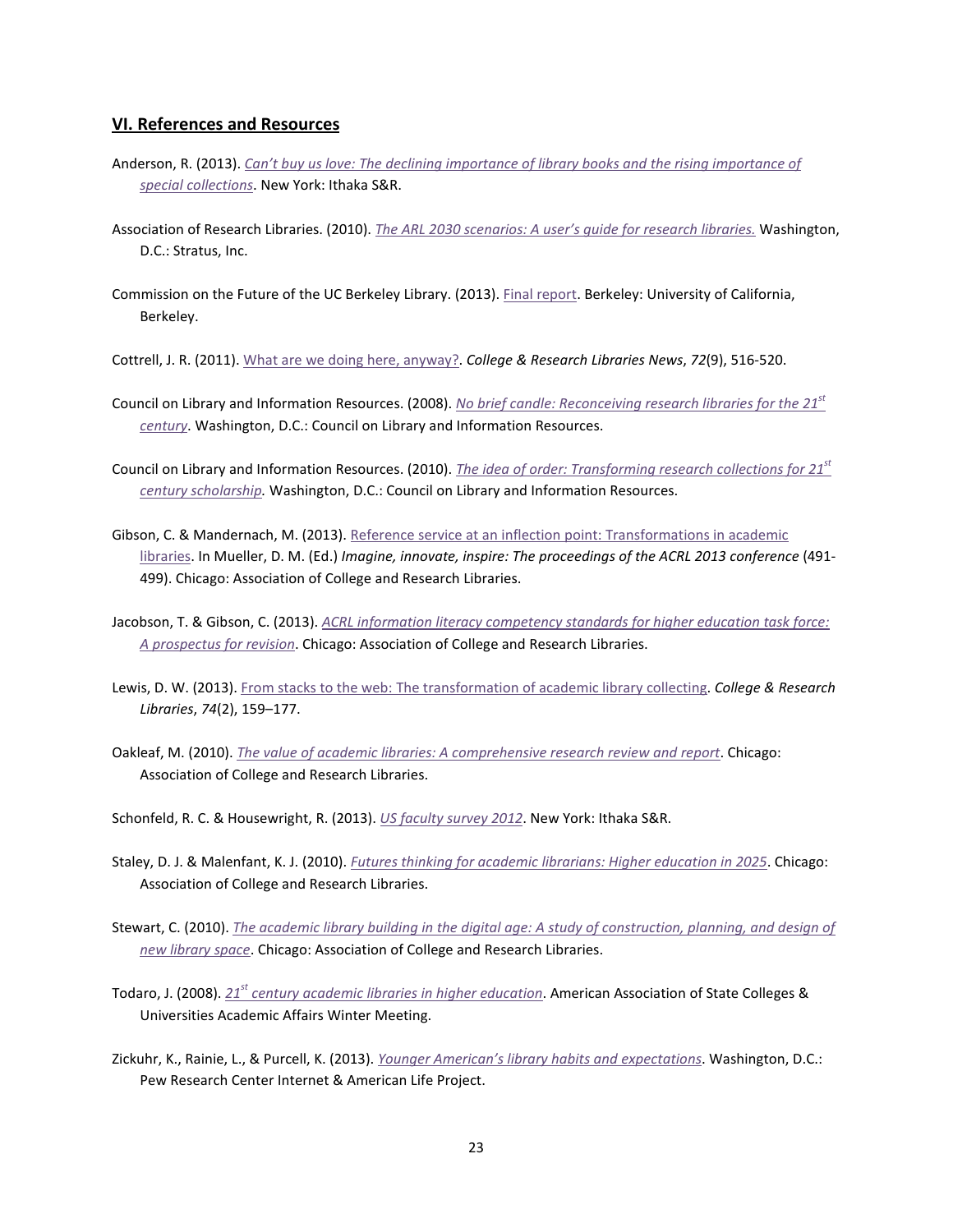## VI. References and Resources

Anderson, R. (2013). *Can't buy us love: The declining importance of library books and the rising importance of special collections*. New York: Ithaka S&R.

Association of Research Libraries. (2010). *The ARL 2030 scenarios: A user's guide for research libraries.* Washington, D.C.: Stratus, Inc.

Commission on the Future of the UC Berkeley Library. (2013). Final report. Berkeley: University of California, Berkeley.

Cottrell, J. R. (2011). What are we doing here, anyway?. *College & Research Libraries News*, *72*(9), 516-520.

Council on Library and Information Resources. (2008). *No brief candle: Reconceiving research libraries for the 21st century*. Washington, D.C.: Council on Library and Information Resources.

Council on Library and Information Resources. (2010). *The idea of order: Transforming research collections for 21st century scholarship.* Washington, D.C.: Council on Library and Information Resources.

Gibson, C. & Mandernach, M. (2013). Reference service at an inflection point: Transformations in academic libraries. In Mueller, D. M. (Ed.) *Imagine, innovate, inspire: The proceedings of the ACRL 2013 conference* (491-499). Chicago: Association of College and Research Libraries.

Jacobson, T. & Gibson, C. (2013). *ACRL information literacy competency standards for higher education task force: A prospectus for revision*. Chicago: Association of College and Research Libraries.

Lewis, D. W. (2013). From stacks to the web: The transformation of academic library collecting. *College & Research Libraries*, *74*(2), 159–177.

Oakleaf, M. (2010). *The value of academic libraries: A comprehensive research review and report*. Chicago: Association of College and Research Libraries.

Schonfeld, R. C. & Housewright, R. (2013). *US faculty survey 2012*. New York: Ithaka S&R.

Staley, D. J. & Malenfant, K. J. (2010). *Futures thinking for academic librarians: Higher education in 2025*. Chicago: Association of College and Research Libraries.

Stewart, C. (2010). *The academic library building in the digital age: A study of construction, planning, and design of new library space*. Chicago: Association of College and Research Libraries.

Todaro, J. (2008). *21st century academic libraries in higher education*. American Association of State Colleges & Universities Academic Affairs Winter Meeting.

Zickuhr, K., Rainie, L., & Purcell, K. (2013). *Younger American's library habits and expectations*. Washington, D.C.: Pew Research Center Internet & American Life Project.